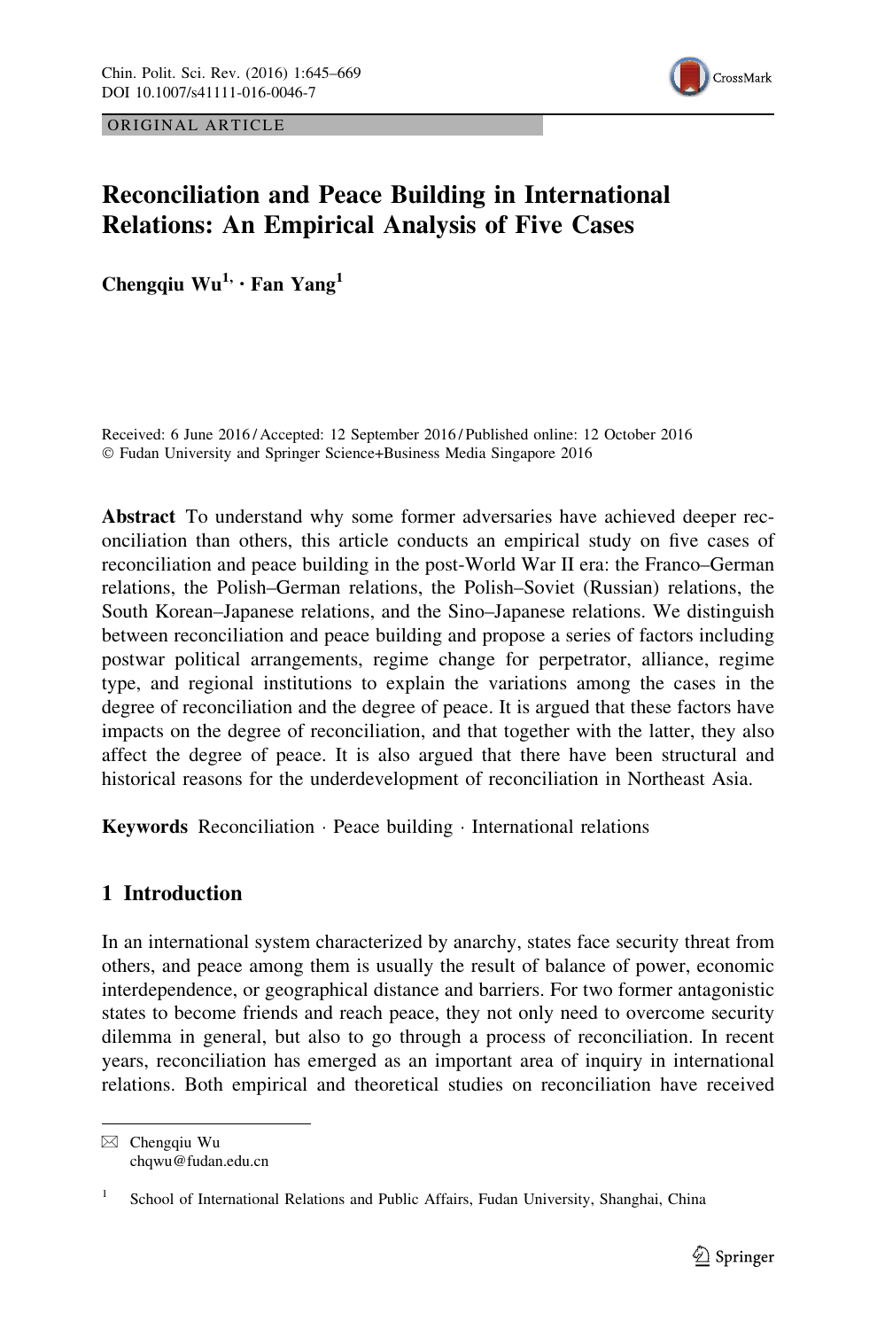ORIGINAL ARTICLE

# Reconciliation and Peace Building in International Relations: An Empirical Analysis of Five Cases

**Chengqiu Wu[1] · Fan Yang[1]**

Received: 6 June 2016 / Accepted: 12 September 2016 / Published online: 12 October 2016
© Fudan University and Springer Science+Business Media Singapore 2016

**Abstract** To understand why some former adversaries have achieved deeper reconciliation than others, this article conducts an empirical study on five cases of reconciliation and peace building in the post-World War II era: the Franco–German relations, the Polish–German relations, the Polish–Soviet (Russian) relations, the South Korean–Japanese relations, and the Sino–Japanese relations. We distinguish between reconciliation and peace building and propose a series of factors including postwar political arrangements, regime change for perpetrator, alliance, regime type, and regional institutions to explain the variations among the cases in the degree of reconciliation and the degree of peace. It is argued that these factors have impacts on the degree of reconciliation, and that together with the latter, they also affect the degree of peace. It is also argued that there have been structural and historical reasons for the underdevelopment of reconciliation in Northeast Asia.

**Keywords** Reconciliation · Peace building · International relations

## 1 Introduction

In an international system characterized by anarchy, states face security threat from others, and peace among them is usually the result of balance of power, economic interdependence, or geographical distance and barriers. For two former antagonistic states to become friends and reach peace, they not only need to overcome security dilemma in general, but also to go through a process of reconciliation. In recent years, reconciliation has emerged as an important area of inquiry in international relations. Both empirical and theoretical studies on reconciliation have received

---

✉ Chengqiu Wu
chqwu@fudan.edu.cn

[1] School of International Relations and Public Affairs, Fudan University, Shanghai, China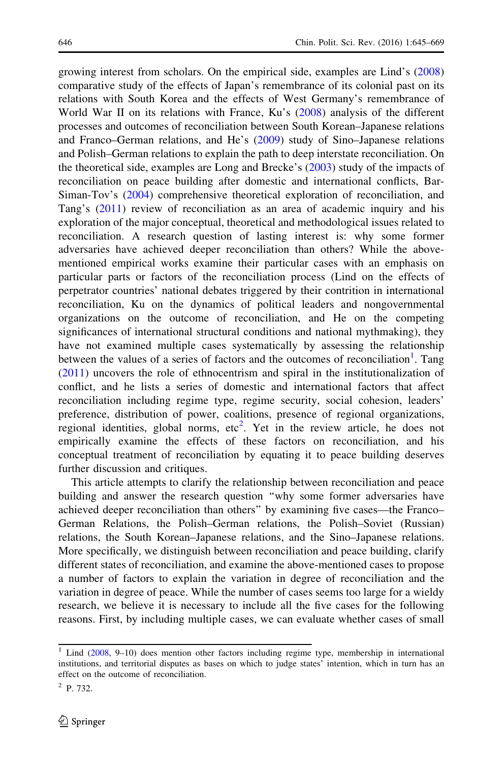growing interest from scholars. On the empirical side, examples are Lind's (2008) comparative study of the effects of Japan's remembrance of its colonial past on its relations with South Korea and the effects of West Germany's remembrance of World War II on its relations with France, Ku's (2008) analysis of the different processes and outcomes of reconciliation between South Korean–Japanese relations and Franco–German relations, and He's (2009) study of Sino–Japanese relations and Polish–German relations to explain the path to deep interstate reconciliation. On the theoretical side, examples are Long and Brecke's (2003) study of the impacts of reconciliation on peace building after domestic and international conflicts, Bar-Siman-Tov's (2004) comprehensive theoretical exploration of reconciliation, and Tang's (2011) review of reconciliation as an area of academic inquiry and his exploration of the major conceptual, theoretical and methodological issues related to reconciliation. A research question of lasting interest is: why some former adversaries have achieved deeper reconciliation than others? While the above-mentioned empirical works examine their particular cases with an emphasis on particular parts or factors of the reconciliation process (Lind on the effects of perpetrator countries' national debates triggered by their contrition in international reconciliation, Ku on the dynamics of political leaders and nongovernmental organizations on the outcome of reconciliation, and He on the competing significances of international structural conditions and national mythmaking), they have not examined multiple cases systematically by assessing the relationship between the values of a series of factors and the outcomes of reconciliation[1]. Tang (2011) uncovers the role of ethnocentrism and spiral in the institutionalization of conflict, and he lists a series of domestic and international factors that affect reconciliation including regime type, regime security, social cohesion, leaders' preference, distribution of power, coalitions, presence of regional organizations, regional identities, global norms, etc[2]. Yet in the review article, he does not empirically examine the effects of these factors on reconciliation, and his conceptual treatment of reconciliation by equating it to peace building deserves further discussion and critiques.

This article attempts to clarify the relationship between reconciliation and peace building and answer the research question "why some former adversaries have achieved deeper reconciliation than others" by examining five cases—the Franco–German Relations, the Polish–German relations, the Polish–Soviet (Russian) relations, the South Korean–Japanese relations, and the Sino–Japanese relations. More specifically, we distinguish between reconciliation and peace building, clarify different states of reconciliation, and examine the above-mentioned cases to propose a number of factors to explain the variation in degree of reconciliation and the variation in degree of peace. While the number of cases seems too large for a wieldy research, we believe it is necessary to include all the five cases for the following reasons. First, by including multiple cases, we can evaluate whether cases of small

[1] Lind (2008, 9–10) does mention other factors including regime type, membership in international institutions, and territorial disputes as bases on which to judge states' intention, which in turn has an effect on the outcome of reconciliation.

[2] P. 732.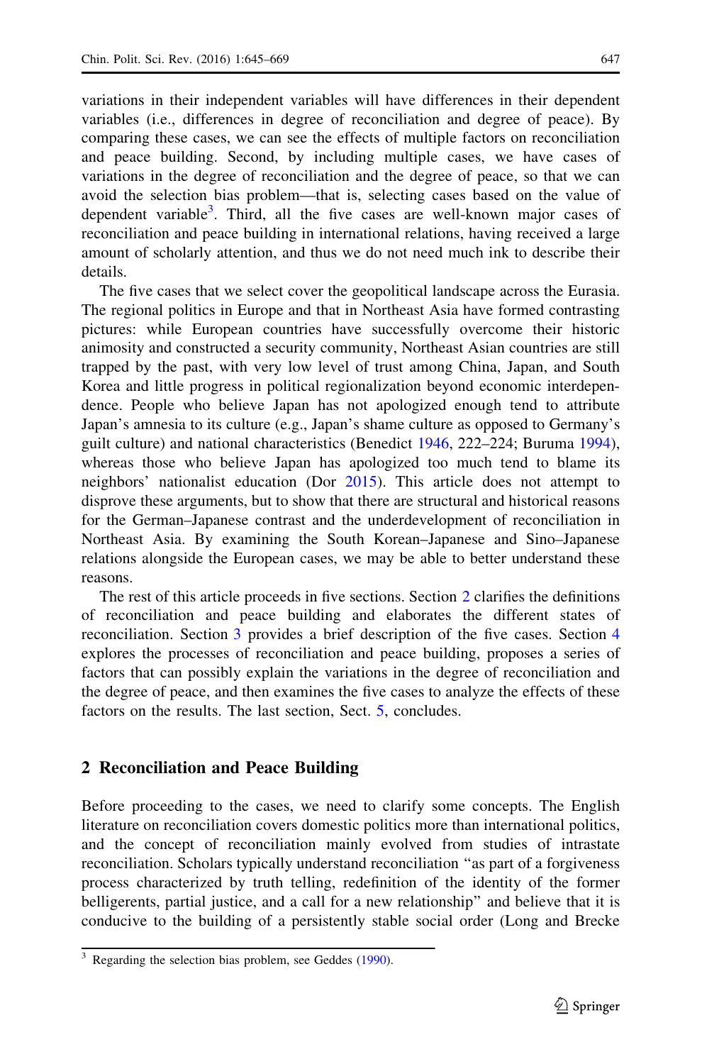variations in their independent variables will have differences in their dependent variables (i.e., differences in degree of reconciliation and degree of peace). By comparing these cases, we can see the effects of multiple factors on reconciliation and peace building. Second, by including multiple cases, we have cases of variations in the degree of reconciliation and the degree of peace, so that we can avoid the selection bias problem—that is, selecting cases based on the value of dependent variable[3]. Third, all the five cases are well-known major cases of reconciliation and peace building in international relations, having received a large amount of scholarly attention, and thus we do not need much ink to describe their details.

The five cases that we select cover the geopolitical landscape across the Eurasia. The regional politics in Europe and that in Northeast Asia have formed contrasting pictures: while European countries have successfully overcome their historic animosity and constructed a security community, Northeast Asian countries are still trapped by the past, with very low level of trust among China, Japan, and South Korea and little progress in political regionalization beyond economic interdependence. People who believe Japan has not apologized enough tend to attribute Japan's amnesia to its culture (e.g., Japan's shame culture as opposed to Germany's guilt culture) and national characteristics (Benedict 1946, 222–224; Buruma 1994), whereas those who believe Japan has apologized too much tend to blame its neighbors' nationalist education (Dor 2015). This article does not attempt to disprove these arguments, but to show that there are structural and historical reasons for the German–Japanese contrast and the underdevelopment of reconciliation in Northeast Asia. By examining the South Korean–Japanese and Sino–Japanese relations alongside the European cases, we may be able to better understand these reasons.

The rest of this article proceeds in five sections. Section 2 clarifies the definitions of reconciliation and peace building and elaborates the different states of reconciliation. Section 3 provides a brief description of the five cases. Section 4 explores the processes of reconciliation and peace building, proposes a series of factors that can possibly explain the variations in the degree of reconciliation and the degree of peace, and then examines the five cases to analyze the effects of these factors on the results. The last section, Sect. 5, concludes.

## 2 Reconciliation and Peace Building

Before proceeding to the cases, we need to clarify some concepts. The English literature on reconciliation covers domestic politics more than international politics, and the concept of reconciliation mainly evolved from studies of intrastate reconciliation. Scholars typically understand reconciliation "as part of a forgiveness process characterized by truth telling, redefinition of the identity of the former belligerents, partial justice, and a call for a new relationship" and believe that it is conducive to the building of a persistently stable social order (Long and Brecke

---

[3] Regarding the selection bias problem, see Geddes (1990).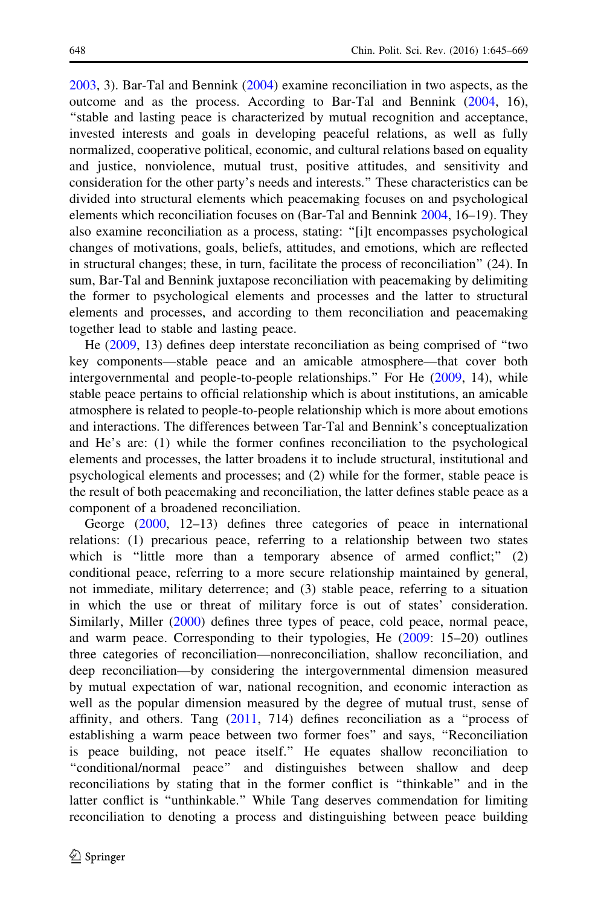2003, 3). Bar-Tal and Bennink (2004) examine reconciliation in two aspects, as the outcome and as the process. According to Bar-Tal and Bennink (2004, 16), "stable and lasting peace is characterized by mutual recognition and acceptance, invested interests and goals in developing peaceful relations, as well as fully normalized, cooperative political, economic, and cultural relations based on equality and justice, nonviolence, mutual trust, positive attitudes, and sensitivity and consideration for the other party's needs and interests." These characteristics can be divided into structural elements which peacemaking focuses on and psychological elements which reconciliation focuses on (Bar-Tal and Bennink 2004, 16–19). They also examine reconciliation as a process, stating: "[i]t encompasses psychological changes of motivations, goals, beliefs, attitudes, and emotions, which are reflected in structural changes; these, in turn, facilitate the process of reconciliation" (24). In sum, Bar-Tal and Bennink juxtapose reconciliation with peacemaking by delimiting the former to psychological elements and processes and the latter to structural elements and processes, and according to them reconciliation and peacemaking together lead to stable and lasting peace.

He (2009, 13) defines deep interstate reconciliation as being comprised of "two key components—stable peace and an amicable atmosphere—that cover both intergovernmental and people-to-people relationships." For He (2009, 14), while stable peace pertains to official relationship which is about institutions, an amicable atmosphere is related to people-to-people relationship which is more about emotions and interactions. The differences between Tar-Tal and Bennink's conceptualization and He's are: (1) while the former confines reconciliation to the psychological elements and processes, the latter broadens it to include structural, institutional and psychological elements and processes; and (2) while for the former, stable peace is the result of both peacemaking and reconciliation, the latter defines stable peace as a component of a broadened reconciliation.

George (2000, 12–13) defines three categories of peace in international relations: (1) precarious peace, referring to a relationship between two states which is "little more than a temporary absence of armed conflict;" (2) conditional peace, referring to a more secure relationship maintained by general, not immediate, military deterrence; and (3) stable peace, referring to a situation in which the use or threat of military force is out of states' consideration. Similarly, Miller (2000) defines three types of peace, cold peace, normal peace, and warm peace. Corresponding to their typologies, He (2009: 15–20) outlines three categories of reconciliation—nonreconciliation, shallow reconciliation, and deep reconciliation—by considering the intergovernmental dimension measured by mutual expectation of war, national recognition, and economic interaction as well as the popular dimension measured by the degree of mutual trust, sense of affinity, and others. Tang (2011, 714) defines reconciliation as a "process of establishing a warm peace between two former foes" and says, "Reconciliation is peace building, not peace itself." He equates shallow reconciliation to "conditional/normal peace" and distinguishes between shallow and deep reconciliations by stating that in the former conflict is "thinkable" and in the latter conflict is "unthinkable." While Tang deserves commendation for limiting reconciliation to denoting a process and distinguishing between peace building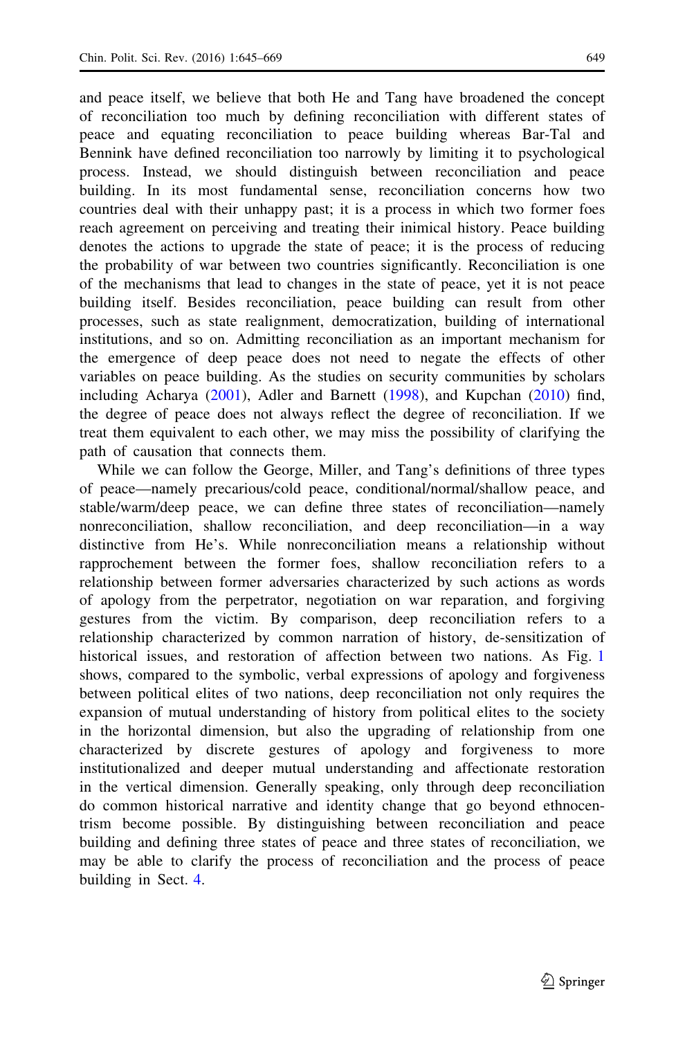and peace itself, we believe that both He and Tang have broadened the concept of reconciliation too much by defining reconciliation with different states of peace and equating reconciliation to peace building whereas Bar-Tal and Bennink have defined reconciliation too narrowly by limiting it to psychological process. Instead, we should distinguish between reconciliation and peace building. In its most fundamental sense, reconciliation concerns how two countries deal with their unhappy past; it is a process in which two former foes reach agreement on perceiving and treating their inimical history. Peace building denotes the actions to upgrade the state of peace; it is the process of reducing the probability of war between two countries significantly. Reconciliation is one of the mechanisms that lead to changes in the state of peace, yet it is not peace building itself. Besides reconciliation, peace building can result from other processes, such as state realignment, democratization, building of international institutions, and so on. Admitting reconciliation as an important mechanism for the emergence of deep peace does not need to negate the effects of other variables on peace building. As the studies on security communities by scholars including Acharya (2001), Adler and Barnett (1998), and Kupchan (2010) find, the degree of peace does not always reflect the degree of reconciliation. If we treat them equivalent to each other, we may miss the possibility of clarifying the path of causation that connects them.

While we can follow the George, Miller, and Tang's definitions of three types of peace—namely precarious/cold peace, conditional/normal/shallow peace, and stable/warm/deep peace, we can define three states of reconciliation—namely nonreconciliation, shallow reconciliation, and deep reconciliation—in a way distinctive from He's. While nonreconciliation means a relationship without rapprochement between the former foes, shallow reconciliation refers to a relationship between former adversaries characterized by such actions as words of apology from the perpetrator, negotiation on war reparation, and forgiving gestures from the victim. By comparison, deep reconciliation refers to a relationship characterized by common narration of history, de-sensitization of historical issues, and restoration of affection between two nations. As Fig. 1 shows, compared to the symbolic, verbal expressions of apology and forgiveness between political elites of two nations, deep reconciliation not only requires the expansion of mutual understanding of history from political elites to the society in the horizontal dimension, but also the upgrading of relationship from one characterized by discrete gestures of apology and forgiveness to more institutionalized and deeper mutual understanding and affectionate restoration in the vertical dimension. Generally speaking, only through deep reconciliation do common historical narrative and identity change that go beyond ethnocentrism become possible. By distinguishing between reconciliation and peace building and defining three states of peace and three states of reconciliation, we may be able to clarify the process of reconciliation and the process of peace building in Sect. 4.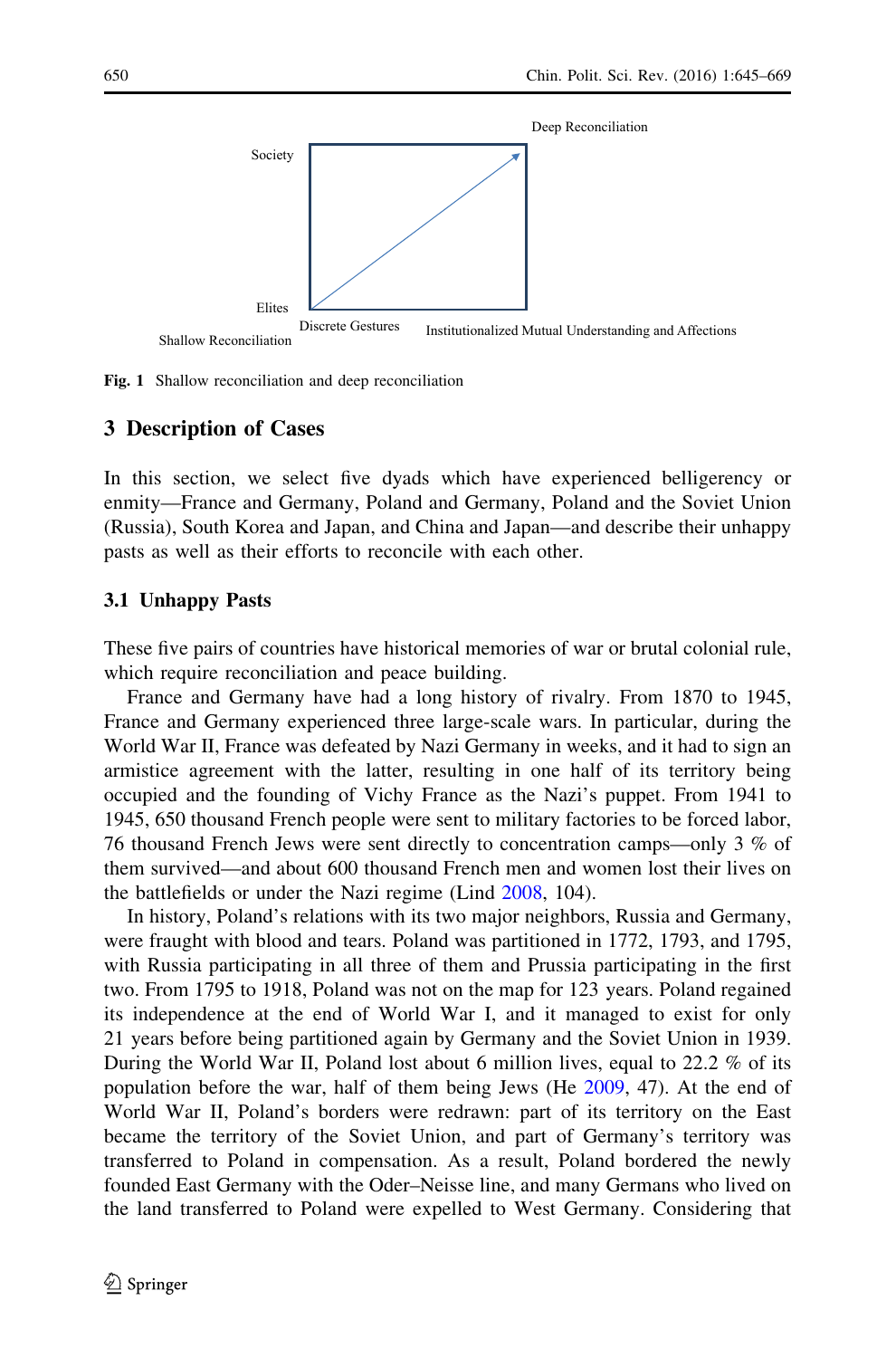Deep Reconciliation

Society

Elites

Shallow Reconciliation

Discrete Gestures

Institutionalized Mutual Understanding and Affections

**Fig. 1** Shallow reconciliation and deep reconciliation

## 3 Description of Cases

In this section, we select five dyads which have experienced belligerency or enmity—France and Germany, Poland and Germany, Poland and the Soviet Union (Russia), South Korea and Japan, and China and Japan—and describe their unhappy pasts as well as their efforts to reconcile with each other.

### 3.1 Unhappy Pasts

These five pairs of countries have historical memories of war or brutal colonial rule, which require reconciliation and peace building.

France and Germany have had a long history of rivalry. From 1870 to 1945, France and Germany experienced three large-scale wars. In particular, during the World War II, France was defeated by Nazi Germany in weeks, and it had to sign an armistice agreement with the latter, resulting in one half of its territory being occupied and the founding of Vichy France as the Nazi's puppet. From 1941 to 1945, 650 thousand French people were sent to military factories to be forced labor, 76 thousand French Jews were sent directly to concentration camps—only 3 % of them survived—and about 600 thousand French men and women lost their lives on the battlefields or under the Nazi regime (Lind 2008, 104).

In history, Poland's relations with its two major neighbors, Russia and Germany, were fraught with blood and tears. Poland was partitioned in 1772, 1793, and 1795, with Russia participating in all three of them and Prussia participating in the first two. From 1795 to 1918, Poland was not on the map for 123 years. Poland regained its independence at the end of World War I, and it managed to exist for only 21 years before being partitioned again by Germany and the Soviet Union in 1939. During the World War II, Poland lost about 6 million lives, equal to 22.2 % of its population before the war, half of them being Jews (He 2009, 47). At the end of World War II, Poland's borders were redrawn: part of its territory on the East became the territory of the Soviet Union, and part of Germany's territory was transferred to Poland in compensation. As a result, Poland bordered the newly founded East Germany with the Oder–Neisse line, and many Germans who lived on the land transferred to Poland were expelled to West Germany. Considering that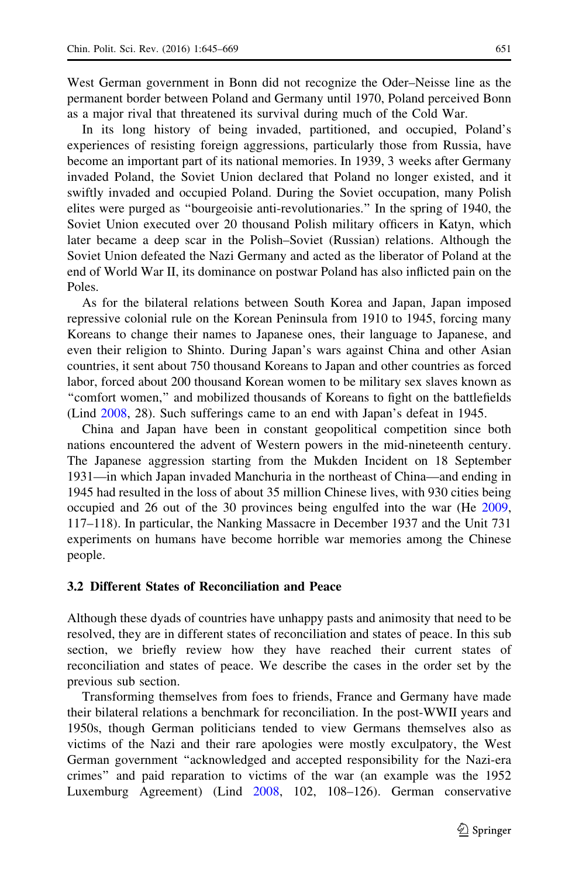West German government in Bonn did not recognize the Oder–Neisse line as the permanent border between Poland and Germany until 1970, Poland perceived Bonn as a major rival that threatened its survival during much of the Cold War.

In its long history of being invaded, partitioned, and occupied, Poland's experiences of resisting foreign aggressions, particularly those from Russia, have become an important part of its national memories. In 1939, 3 weeks after Germany invaded Poland, the Soviet Union declared that Poland no longer existed, and it swiftly invaded and occupied Poland. During the Soviet occupation, many Polish elites were purged as "bourgeoisie anti-revolutionaries." In the spring of 1940, the Soviet Union executed over 20 thousand Polish military officers in Katyn, which later became a deep scar in the Polish–Soviet (Russian) relations. Although the Soviet Union defeated the Nazi Germany and acted as the liberator of Poland at the end of World War II, its dominance on postwar Poland has also inflicted pain on the Poles.

As for the bilateral relations between South Korea and Japan, Japan imposed repressive colonial rule on the Korean Peninsula from 1910 to 1945, forcing many Koreans to change their names to Japanese ones, their language to Japanese, and even their religion to Shinto. During Japan's wars against China and other Asian countries, it sent about 750 thousand Koreans to Japan and other countries as forced labor, forced about 200 thousand Korean women to be military sex slaves known as "comfort women," and mobilized thousands of Koreans to fight on the battlefields (Lind 2008, 28). Such sufferings came to an end with Japan's defeat in 1945.

China and Japan have been in constant geopolitical competition since both nations encountered the advent of Western powers in the mid-nineteenth century. The Japanese aggression starting from the Mukden Incident on 18 September 1931—in which Japan invaded Manchuria in the northeast of China—and ending in 1945 had resulted in the loss of about 35 million Chinese lives, with 930 cities being occupied and 26 out of the 30 provinces being engulfed into the war (He 2009, 117–118). In particular, the Nanking Massacre in December 1937 and the Unit 731 experiments on humans have become horrible war memories among the Chinese people.

### 3.2 Different States of Reconciliation and Peace

Although these dyads of countries have unhappy pasts and animosity that need to be resolved, they are in different states of reconciliation and states of peace. In this sub section, we briefly review how they have reached their current states of reconciliation and states of peace. We describe the cases in the order set by the previous sub section.

Transforming themselves from foes to friends, France and Germany have made their bilateral relations a benchmark for reconciliation. In the post-WWII years and 1950s, though German politicians tended to view Germans themselves also as victims of the Nazi and their rare apologies were mostly exculpatory, the West German government "acknowledged and accepted responsibility for the Nazi-era crimes" and paid reparation to victims of the war (an example was the 1952 Luxemburg Agreement) (Lind 2008, 102, 108–126). German conservative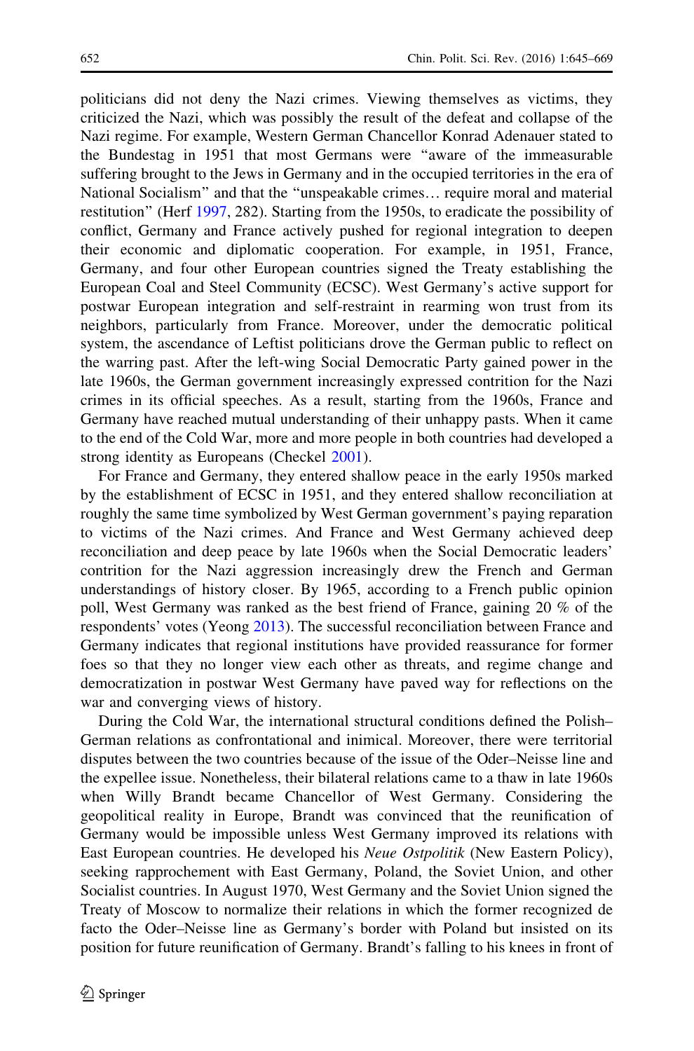politicians did not deny the Nazi crimes. Viewing themselves as victims, they criticized the Nazi, which was possibly the result of the defeat and collapse of the Nazi regime. For example, Western German Chancellor Konrad Adenauer stated to the Bundestag in 1951 that most Germans were "aware of the immeasurable suffering brought to the Jews in Germany and in the occupied territories in the era of National Socialism" and that the "unspeakable crimes… require moral and material restitution" (Herf 1997, 282). Starting from the 1950s, to eradicate the possibility of conflict, Germany and France actively pushed for regional integration to deepen their economic and diplomatic cooperation. For example, in 1951, France, Germany, and four other European countries signed the Treaty establishing the European Coal and Steel Community (ECSC). West Germany's active support for postwar European integration and self-restraint in rearming won trust from its neighbors, particularly from France. Moreover, under the democratic political system, the ascendance of Leftist politicians drove the German public to reflect on the warring past. After the left-wing Social Democratic Party gained power in the late 1960s, the German government increasingly expressed contrition for the Nazi crimes in its official speeches. As a result, starting from the 1960s, France and Germany have reached mutual understanding of their unhappy pasts. When it came to the end of the Cold War, more and more people in both countries had developed a strong identity as Europeans (Checkel 2001).

For France and Germany, they entered shallow peace in the early 1950s marked by the establishment of ECSC in 1951, and they entered shallow reconciliation at roughly the same time symbolized by West German government's paying reparation to victims of the Nazi crimes. And France and West Germany achieved deep reconciliation and deep peace by late 1960s when the Social Democratic leaders' contrition for the Nazi aggression increasingly drew the French and German understandings of history closer. By 1965, according to a French public opinion poll, West Germany was ranked as the best friend of France, gaining 20 % of the respondents' votes (Yeong 2013). The successful reconciliation between France and Germany indicates that regional institutions have provided reassurance for former foes so that they no longer view each other as threats, and regime change and democratization in postwar West Germany have paved way for reflections on the war and converging views of history.

During the Cold War, the international structural conditions defined the Polish–German relations as confrontational and inimical. Moreover, there were territorial disputes between the two countries because of the issue of the Oder–Neisse line and the expellee issue. Nonetheless, their bilateral relations came to a thaw in late 1960s when Willy Brandt became Chancellor of West Germany. Considering the geopolitical reality in Europe, Brandt was convinced that the reunification of Germany would be impossible unless West Germany improved its relations with East European countries. He developed his *Neue Ostpolitik* (New Eastern Policy), seeking rapprochement with East Germany, Poland, the Soviet Union, and other Socialist countries. In August 1970, West Germany and the Soviet Union signed the Treaty of Moscow to normalize their relations in which the former recognized de facto the Oder–Neisse line as Germany's border with Poland but insisted on its position for future reunification of Germany. Brandt's falling to his knees in front of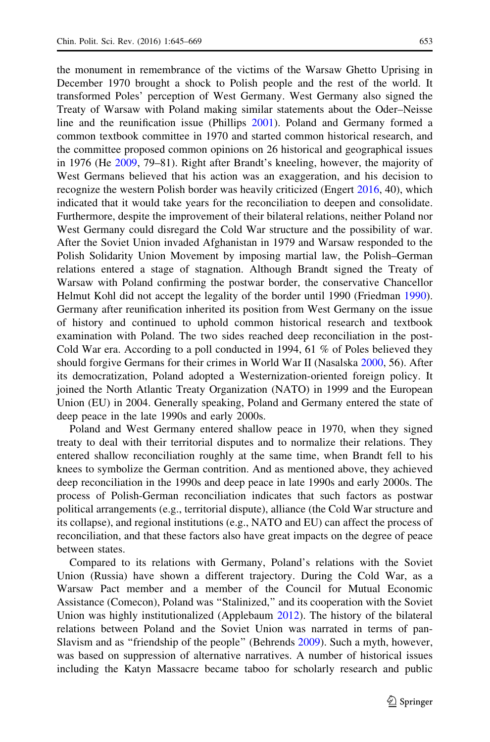the monument in remembrance of the victims of the Warsaw Ghetto Uprising in December 1970 brought a shock to Polish people and the rest of the world. It transformed Poles' perception of West Germany. West Germany also signed the Treaty of Warsaw with Poland making similar statements about the Oder–Neisse line and the reunification issue (Phillips 2001). Poland and Germany formed a common textbook committee in 1970 and started common historical research, and the committee proposed common opinions on 26 historical and geographical issues in 1976 (He 2009, 79–81). Right after Brandt's kneeling, however, the majority of West Germans believed that his action was an exaggeration, and his decision to recognize the western Polish border was heavily criticized (Engert 2016, 40), which indicated that it would take years for the reconciliation to deepen and consolidate. Furthermore, despite the improvement of their bilateral relations, neither Poland nor West Germany could disregard the Cold War structure and the possibility of war. After the Soviet Union invaded Afghanistan in 1979 and Warsaw responded to the Polish Solidarity Union Movement by imposing martial law, the Polish–German relations entered a stage of stagnation. Although Brandt signed the Treaty of Warsaw with Poland confirming the postwar border, the conservative Chancellor Helmut Kohl did not accept the legality of the border until 1990 (Friedman 1990). Germany after reunification inherited its position from West Germany on the issue of history and continued to uphold common historical research and textbook examination with Poland. The two sides reached deep reconciliation in the post-Cold War era. According to a poll conducted in 1994, 61 % of Poles believed they should forgive Germans for their crimes in World War II (Nasalska 2000, 56). After its democratization, Poland adopted a Westernization-oriented foreign policy. It joined the North Atlantic Treaty Organization (NATO) in 1999 and the European Union (EU) in 2004. Generally speaking, Poland and Germany entered the state of deep peace in the late 1990s and early 2000s.

Poland and West Germany entered shallow peace in 1970, when they signed treaty to deal with their territorial disputes and to normalize their relations. They entered shallow reconciliation roughly at the same time, when Brandt fell to his knees to symbolize the German contrition. And as mentioned above, they achieved deep reconciliation in the 1990s and deep peace in late 1990s and early 2000s. The process of Polish-German reconciliation indicates that such factors as postwar political arrangements (e.g., territorial dispute), alliance (the Cold War structure and its collapse), and regional institutions (e.g., NATO and EU) can affect the process of reconciliation, and that these factors also have great impacts on the degree of peace between states.

Compared to its relations with Germany, Poland's relations with the Soviet Union (Russia) have shown a different trajectory. During the Cold War, as a Warsaw Pact member and a member of the Council for Mutual Economic Assistance (Comecon), Poland was "Stalinized," and its cooperation with the Soviet Union was highly institutionalized (Applebaum 2012). The history of the bilateral relations between Poland and the Soviet Union was narrated in terms of pan-Slavism and as "friendship of the people" (Behrends 2009). Such a myth, however, was based on suppression of alternative narratives. A number of historical issues including the Katyn Massacre became taboo for scholarly research and public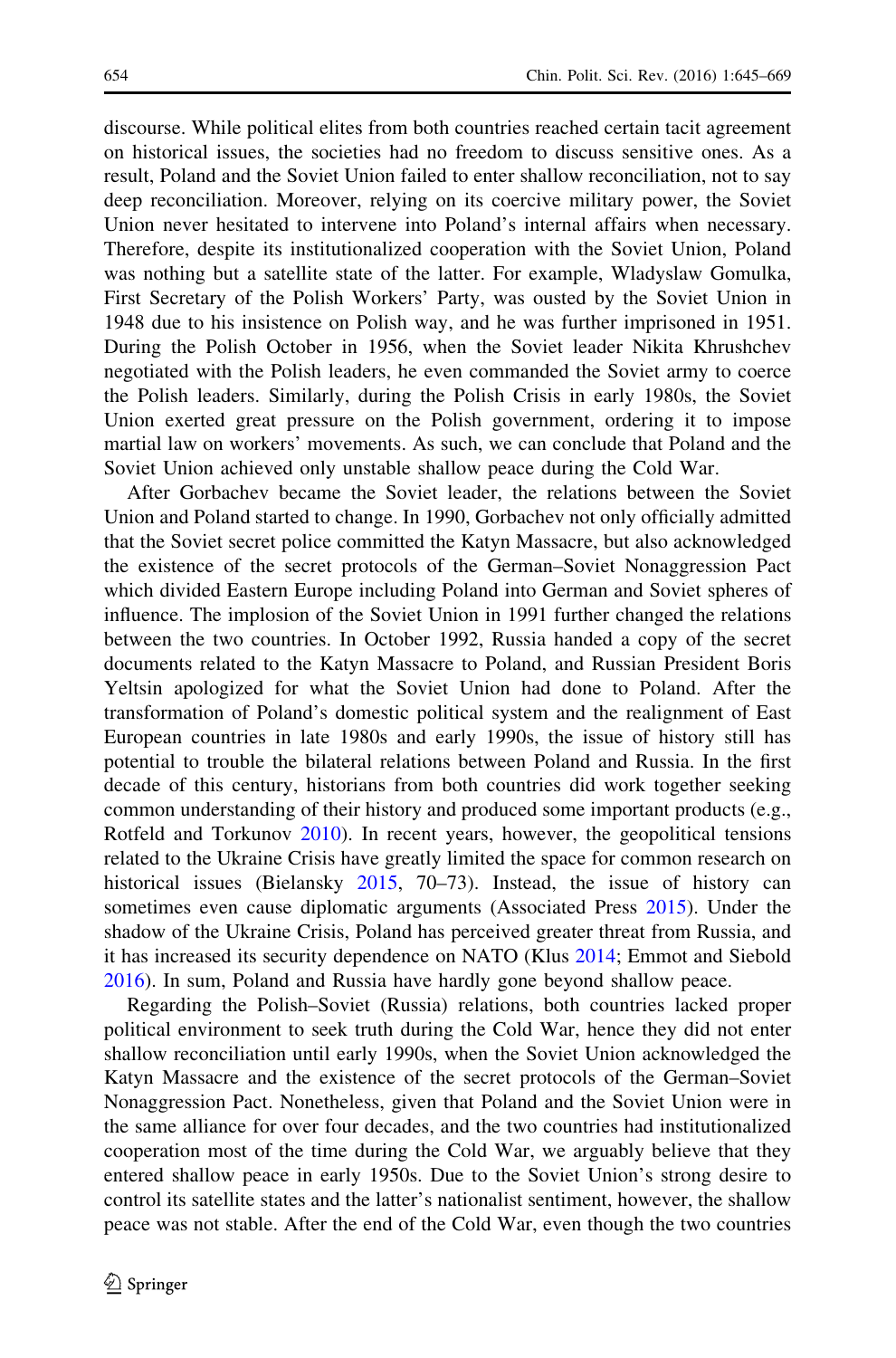discourse. While political elites from both countries reached certain tacit agreement on historical issues, the societies had no freedom to discuss sensitive ones. As a result, Poland and the Soviet Union failed to enter shallow reconciliation, not to say deep reconciliation. Moreover, relying on its coercive military power, the Soviet Union never hesitated to intervene into Poland's internal affairs when necessary. Therefore, despite its institutionalized cooperation with the Soviet Union, Poland was nothing but a satellite state of the latter. For example, Wladyslaw Gomulka, First Secretary of the Polish Workers' Party, was ousted by the Soviet Union in 1948 due to his insistence on Polish way, and he was further imprisoned in 1951. During the Polish October in 1956, when the Soviet leader Nikita Khrushchev negotiated with the Polish leaders, he even commanded the Soviet army to coerce the Polish leaders. Similarly, during the Polish Crisis in early 1980s, the Soviet Union exerted great pressure on the Polish government, ordering it to impose martial law on workers' movements. As such, we can conclude that Poland and the Soviet Union achieved only unstable shallow peace during the Cold War.

After Gorbachev became the Soviet leader, the relations between the Soviet Union and Poland started to change. In 1990, Gorbachev not only officially admitted that the Soviet secret police committed the Katyn Massacre, but also acknowledged the existence of the secret protocols of the German–Soviet Nonaggression Pact which divided Eastern Europe including Poland into German and Soviet spheres of influence. The implosion of the Soviet Union in 1991 further changed the relations between the two countries. In October 1992, Russia handed a copy of the secret documents related to the Katyn Massacre to Poland, and Russian President Boris Yeltsin apologized for what the Soviet Union had done to Poland. After the transformation of Poland's domestic political system and the realignment of East European countries in late 1980s and early 1990s, the issue of history still has potential to trouble the bilateral relations between Poland and Russia. In the first decade of this century, historians from both countries did work together seeking common understanding of their history and produced some important products (e.g., Rotfeld and Torkunov 2010). In recent years, however, the geopolitical tensions related to the Ukraine Crisis have greatly limited the space for common research on historical issues (Bielansky 2015, 70–73). Instead, the issue of history can sometimes even cause diplomatic arguments (Associated Press 2015). Under the shadow of the Ukraine Crisis, Poland has perceived greater threat from Russia, and it has increased its security dependence on NATO (Klus 2014; Emmot and Siebold 2016). In sum, Poland and Russia have hardly gone beyond shallow peace.

Regarding the Polish–Soviet (Russia) relations, both countries lacked proper political environment to seek truth during the Cold War, hence they did not enter shallow reconciliation until early 1990s, when the Soviet Union acknowledged the Katyn Massacre and the existence of the secret protocols of the German–Soviet Nonaggression Pact. Nonetheless, given that Poland and the Soviet Union were in the same alliance for over four decades, and the two countries had institutionalized cooperation most of the time during the Cold War, we arguably believe that they entered shallow peace in early 1950s. Due to the Soviet Union's strong desire to control its satellite states and the latter's nationalist sentiment, however, the shallow peace was not stable. After the end of the Cold War, even though the two countries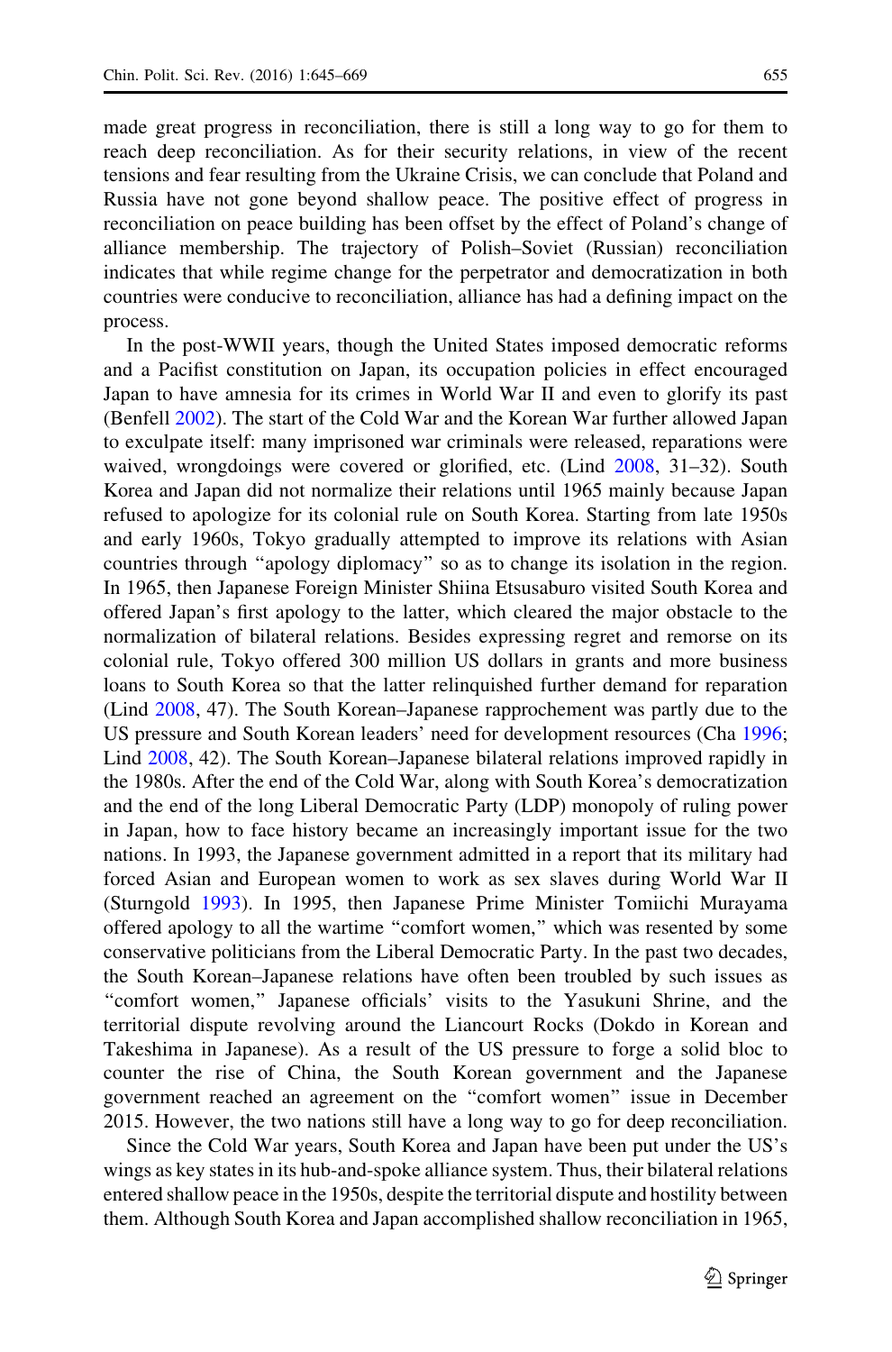made great progress in reconciliation, there is still a long way to go for them to reach deep reconciliation. As for their security relations, in view of the recent tensions and fear resulting from the Ukraine Crisis, we can conclude that Poland and Russia have not gone beyond shallow peace. The positive effect of progress in reconciliation on peace building has been offset by the effect of Poland's change of alliance membership. The trajectory of Polish–Soviet (Russian) reconciliation indicates that while regime change for the perpetrator and democratization in both countries were conducive to reconciliation, alliance has had a defining impact on the process.

In the post-WWII years, though the United States imposed democratic reforms and a Pacifist constitution on Japan, its occupation policies in effect encouraged Japan to have amnesia for its crimes in World War II and even to glorify its past (Benfell 2002). The start of the Cold War and the Korean War further allowed Japan to exculpate itself: many imprisoned war criminals were released, reparations were waived, wrongdoings were covered or glorified, etc. (Lind 2008, 31–32). South Korea and Japan did not normalize their relations until 1965 mainly because Japan refused to apologize for its colonial rule on South Korea. Starting from late 1950s and early 1960s, Tokyo gradually attempted to improve its relations with Asian countries through "apology diplomacy" so as to change its isolation in the region. In 1965, then Japanese Foreign Minister Shiina Etsusaburo visited South Korea and offered Japan's first apology to the latter, which cleared the major obstacle to the normalization of bilateral relations. Besides expressing regret and remorse on its colonial rule, Tokyo offered 300 million US dollars in grants and more business loans to South Korea so that the latter relinquished further demand for reparation (Lind 2008, 47). The South Korean–Japanese rapprochement was partly due to the US pressure and South Korean leaders' need for development resources (Cha 1996; Lind 2008, 42). The South Korean–Japanese bilateral relations improved rapidly in the 1980s. After the end of the Cold War, along with South Korea's democratization and the end of the long Liberal Democratic Party (LDP) monopoly of ruling power in Japan, how to face history became an increasingly important issue for the two nations. In 1993, the Japanese government admitted in a report that its military had forced Asian and European women to work as sex slaves during World War II (Sturngold 1993). In 1995, then Japanese Prime Minister Tomiichi Murayama offered apology to all the wartime "comfort women," which was resented by some conservative politicians from the Liberal Democratic Party. In the past two decades, the South Korean–Japanese relations have often been troubled by such issues as "comfort women," Japanese officials' visits to the Yasukuni Shrine, and the territorial dispute revolving around the Liancourt Rocks (Dokdo in Korean and Takeshima in Japanese). As a result of the US pressure to forge a solid bloc to counter the rise of China, the South Korean government and the Japanese government reached an agreement on the "comfort women" issue in December 2015. However, the two nations still have a long way to go for deep reconciliation.

Since the Cold War years, South Korea and Japan have been put under the US's wings as key states in its hub-and-spoke alliance system. Thus, their bilateral relations entered shallow peace in the 1950s, despite the territorial dispute and hostility between them. Although South Korea and Japan accomplished shallow reconciliation in 1965,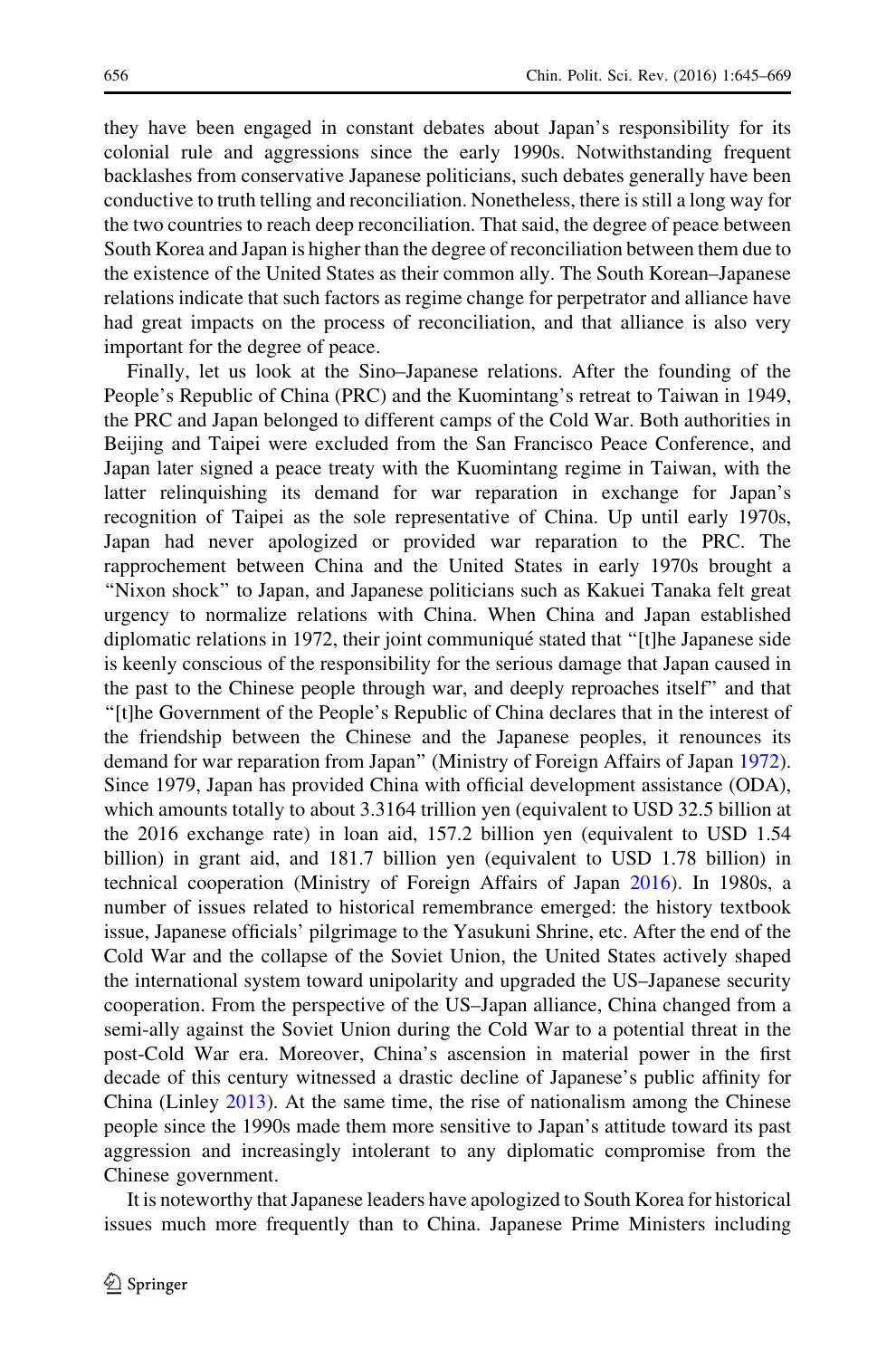they have been engaged in constant debates about Japan's responsibility for its colonial rule and aggressions since the early 1990s. Notwithstanding frequent backlashes from conservative Japanese politicians, such debates generally have been conductive to truth telling and reconciliation. Nonetheless, there is still a long way for the two countries to reach deep reconciliation. That said, the degree of peace between South Korea and Japan is higher than the degree of reconciliation between them due to the existence of the United States as their common ally. The South Korean–Japanese relations indicate that such factors as regime change for perpetrator and alliance have had great impacts on the process of reconciliation, and that alliance is also very important for the degree of peace.

Finally, let us look at the Sino–Japanese relations. After the founding of the People's Republic of China (PRC) and the Kuomintang's retreat to Taiwan in 1949, the PRC and Japan belonged to different camps of the Cold War. Both authorities in Beijing and Taipei were excluded from the San Francisco Peace Conference, and Japan later signed a peace treaty with the Kuomintang regime in Taiwan, with the latter relinquishing its demand for war reparation in exchange for Japan's recognition of Taipei as the sole representative of China. Up until early 1970s, Japan had never apologized or provided war reparation to the PRC. The rapprochement between China and the United States in early 1970s brought a "Nixon shock" to Japan, and Japanese politicians such as Kakuei Tanaka felt great urgency to normalize relations with China. When China and Japan established diplomatic relations in 1972, their joint communiqué stated that "[t]he Japanese side is keenly conscious of the responsibility for the serious damage that Japan caused in the past to the Chinese people through war, and deeply reproaches itself" and that "[t]he Government of the People's Republic of China declares that in the interest of the friendship between the Chinese and the Japanese peoples, it renounces its demand for war reparation from Japan" (Ministry of Foreign Affairs of Japan 1972). Since 1979, Japan has provided China with official development assistance (ODA), which amounts totally to about 3.3164 trillion yen (equivalent to USD 32.5 billion at the 2016 exchange rate) in loan aid, 157.2 billion yen (equivalent to USD 1.54 billion) in grant aid, and 181.7 billion yen (equivalent to USD 1.78 billion) in technical cooperation (Ministry of Foreign Affairs of Japan 2016). In 1980s, a number of issues related to historical remembrance emerged: the history textbook issue, Japanese officials' pilgrimage to the Yasukuni Shrine, etc. After the end of the Cold War and the collapse of the Soviet Union, the United States actively shaped the international system toward unipolarity and upgraded the US–Japanese security cooperation. From the perspective of the US–Japan alliance, China changed from a semi-ally against the Soviet Union during the Cold War to a potential threat in the post-Cold War era. Moreover, China's ascension in material power in the first decade of this century witnessed a drastic decline of Japanese's public affinity for China (Linley 2013). At the same time, the rise of nationalism among the Chinese people since the 1990s made them more sensitive to Japan's attitude toward its past aggression and increasingly intolerant to any diplomatic compromise from the Chinese government.

It is noteworthy that Japanese leaders have apologized to South Korea for historical issues much more frequently than to China. Japanese Prime Ministers including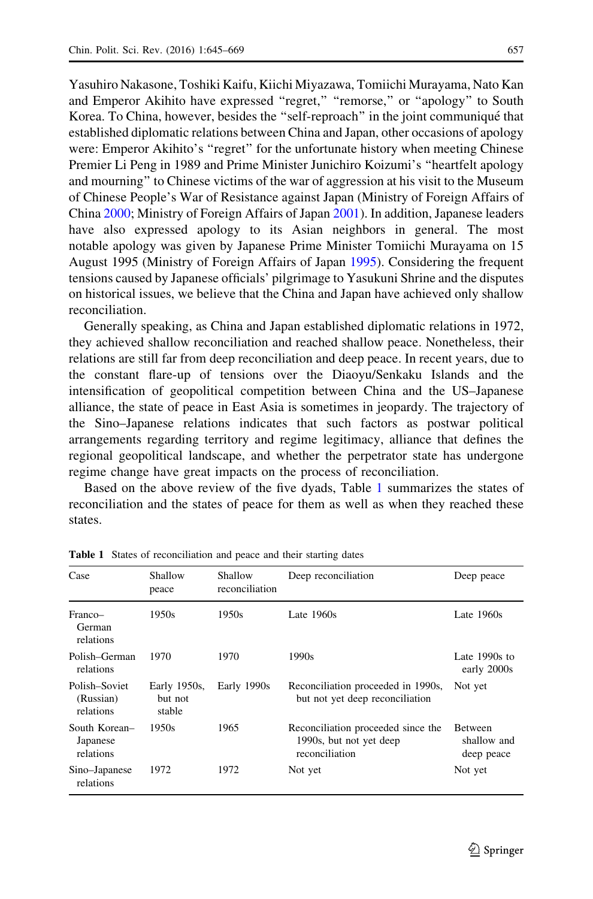Yasuhiro Nakasone, Toshiki Kaifu, Kiichi Miyazawa, Tomiichi Murayama, Nato Kan and Emperor Akihito have expressed "regret," "remorse," or "apology" to South Korea. To China, however, besides the "self-reproach" in the joint communiqué that established diplomatic relations between China and Japan, other occasions of apology were: Emperor Akihito's "regret" for the unfortunate history when meeting Chinese Premier Li Peng in 1989 and Prime Minister Junichiro Koizumi's "heartfelt apology and mourning" to Chinese victims of the war of aggression at his visit to the Museum of Chinese People's War of Resistance against Japan (Ministry of Foreign Affairs of China 2000; Ministry of Foreign Affairs of Japan 2001). In addition, Japanese leaders have also expressed apology to its Asian neighbors in general. The most notable apology was given by Japanese Prime Minister Tomiichi Murayama on 15 August 1995 (Ministry of Foreign Affairs of Japan 1995). Considering the frequent tensions caused by Japanese officials' pilgrimage to Yasukuni Shrine and the disputes on historical issues, we believe that the China and Japan have achieved only shallow reconciliation.

Generally speaking, as China and Japan established diplomatic relations in 1972, they achieved shallow reconciliation and reached shallow peace. Nonetheless, their relations are still far from deep reconciliation and deep peace. In recent years, due to the constant flare-up of tensions over the Diaoyu/Senkaku Islands and the intensification of geopolitical competition between China and the US–Japanese alliance, the state of peace in East Asia is sometimes in jeopardy. The trajectory of the Sino–Japanese relations indicates that such factors as postwar political arrangements regarding territory and regime legitimacy, alliance that defines the regional geopolitical landscape, and whether the perpetrator state has undergone regime change have great impacts on the process of reconciliation.

Based on the above review of the five dyads, Table 1 summarizes the states of reconciliation and the states of peace for them as well as when they reached these states.

**Table 1** States of reconciliation and peace and their starting dates

| Case | Shallow peace | Shallow reconciliation | Deep reconciliation | Deep peace |
|---|---|---|---|---|
| Franco–German relations | 1950s | 1950s | Late 1960s | Late 1960s |
| Polish–German relations | 1970 | 1970 | 1990s | Late 1990s to early 2000s |
| Polish–Soviet (Russian) relations | Early 1950s, but not stable | Early 1990s | Reconciliation proceeded in 1990s, but not yet deep reconciliation | Not yet |
| South Korean–Japanese relations | 1950s | 1965 | Reconciliation proceeded since the 1990s, but not yet deep reconciliation | Between shallow and deep peace |
| Sino–Japanese relations | 1972 | 1972 | Not yet | Not yet |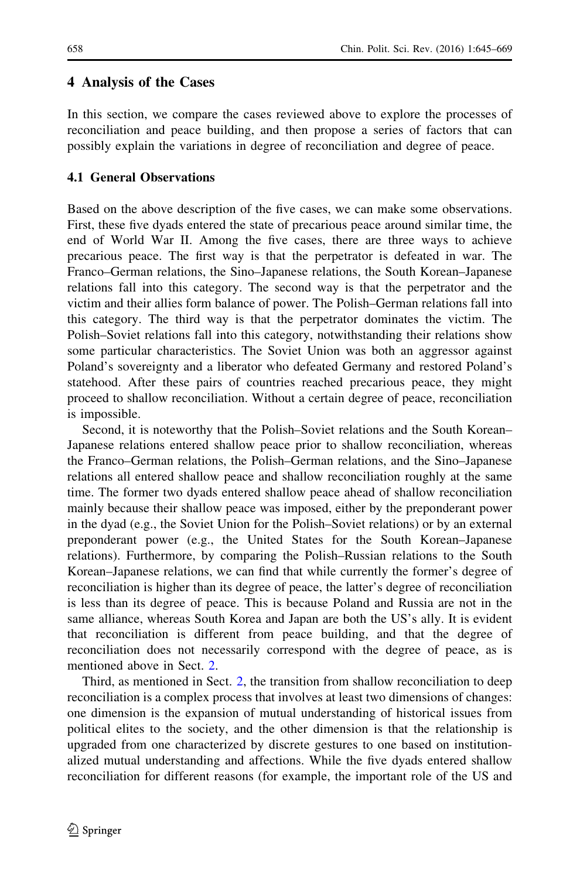## 4 Analysis of the Cases

In this section, we compare the cases reviewed above to explore the processes of reconciliation and peace building, and then propose a series of factors that can possibly explain the variations in degree of reconciliation and degree of peace.

### 4.1 General Observations

Based on the above description of the five cases, we can make some observations. First, these five dyads entered the state of precarious peace around similar time, the end of World War II. Among the five cases, there are three ways to achieve precarious peace. The first way is that the perpetrator is defeated in war. The Franco–German relations, the Sino–Japanese relations, the South Korean–Japanese relations fall into this category. The second way is that the perpetrator and the victim and their allies form balance of power. The Polish–German relations fall into this category. The third way is that the perpetrator dominates the victim. The Polish–Soviet relations fall into this category, notwithstanding their relations show some particular characteristics. The Soviet Union was both an aggressor against Poland's sovereignty and a liberator who defeated Germany and restored Poland's statehood. After these pairs of countries reached precarious peace, they might proceed to shallow reconciliation. Without a certain degree of peace, reconciliation is impossible.

Second, it is noteworthy that the Polish–Soviet relations and the South Korean–Japanese relations entered shallow peace prior to shallow reconciliation, whereas the Franco–German relations, the Polish–German relations, and the Sino–Japanese relations all entered shallow peace and shallow reconciliation roughly at the same time. The former two dyads entered shallow peace ahead of shallow reconciliation mainly because their shallow peace was imposed, either by the preponderant power in the dyad (e.g., the Soviet Union for the Polish–Soviet relations) or by an external preponderant power (e.g., the United States for the South Korean–Japanese relations). Furthermore, by comparing the Polish–Russian relations to the South Korean–Japanese relations, we can find that while currently the former's degree of reconciliation is higher than its degree of peace, the latter's degree of reconciliation is less than its degree of peace. This is because Poland and Russia are not in the same alliance, whereas South Korea and Japan are both the US's ally. It is evident that reconciliation is different from peace building, and that the degree of reconciliation does not necessarily correspond with the degree of peace, as is mentioned above in Sect. 2.

Third, as mentioned in Sect. 2, the transition from shallow reconciliation to deep reconciliation is a complex process that involves at least two dimensions of changes: one dimension is the expansion of mutual understanding of historical issues from political elites to the society, and the other dimension is that the relationship is upgraded from one characterized by discrete gestures to one based on institutionalized mutual understanding and affections. While the five dyads entered shallow reconciliation for different reasons (for example, the important role of the US and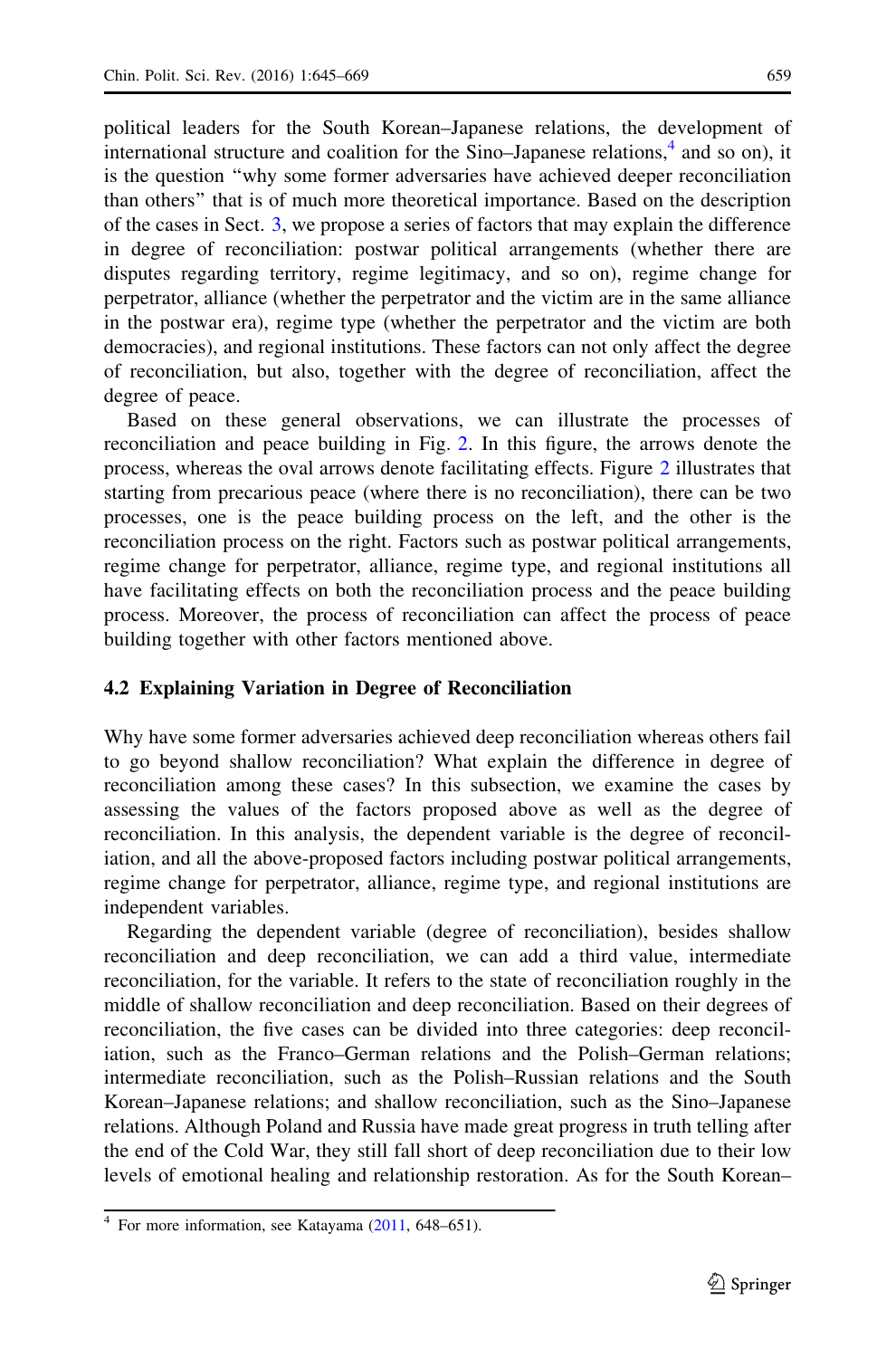political leaders for the South Korean–Japanese relations, the development of international structure and coalition for the Sino–Japanese relations,[4] and so on), it is the question "why some former adversaries have achieved deeper reconciliation than others" that is of much more theoretical importance. Based on the description of the cases in Sect. 3, we propose a series of factors that may explain the difference in degree of reconciliation: postwar political arrangements (whether there are disputes regarding territory, regime legitimacy, and so on), regime change for perpetrator, alliance (whether the perpetrator and the victim are in the same alliance in the postwar era), regime type (whether the perpetrator and the victim are both democracies), and regional institutions. These factors can not only affect the degree of reconciliation, but also, together with the degree of reconciliation, affect the degree of peace.

Based on these general observations, we can illustrate the processes of reconciliation and peace building in Fig. 2. In this figure, the arrows denote the process, whereas the oval arrows denote facilitating effects. Figure 2 illustrates that starting from precarious peace (where there is no reconciliation), there can be two processes, one is the peace building process on the left, and the other is the reconciliation process on the right. Factors such as postwar political arrangements, regime change for perpetrator, alliance, regime type, and regional institutions all have facilitating effects on both the reconciliation process and the peace building process. Moreover, the process of reconciliation can affect the process of peace building together with other factors mentioned above.

### 4.2 Explaining Variation in Degree of Reconciliation

Why have some former adversaries achieved deep reconciliation whereas others fail to go beyond shallow reconciliation? What explain the difference in degree of reconciliation among these cases? In this subsection, we examine the cases by assessing the values of the factors proposed above as well as the degree of reconciliation. In this analysis, the dependent variable is the degree of reconciliation, and all the above-proposed factors including postwar political arrangements, regime change for perpetrator, alliance, regime type, and regional institutions are independent variables.

Regarding the dependent variable (degree of reconciliation), besides shallow reconciliation and deep reconciliation, we can add a third value, intermediate reconciliation, for the variable. It refers to the state of reconciliation roughly in the middle of shallow reconciliation and deep reconciliation. Based on their degrees of reconciliation, the five cases can be divided into three categories: deep reconciliation, such as the Franco–German relations and the Polish–German relations; intermediate reconciliation, such as the Polish–Russian relations and the South Korean–Japanese relations; and shallow reconciliation, such as the Sino–Japanese relations. Although Poland and Russia have made great progress in truth telling after the end of the Cold War, they still fall short of deep reconciliation due to their low levels of emotional healing and relationship restoration. As for the South Korean–

[4] For more information, see Katayama (2011, 648–651).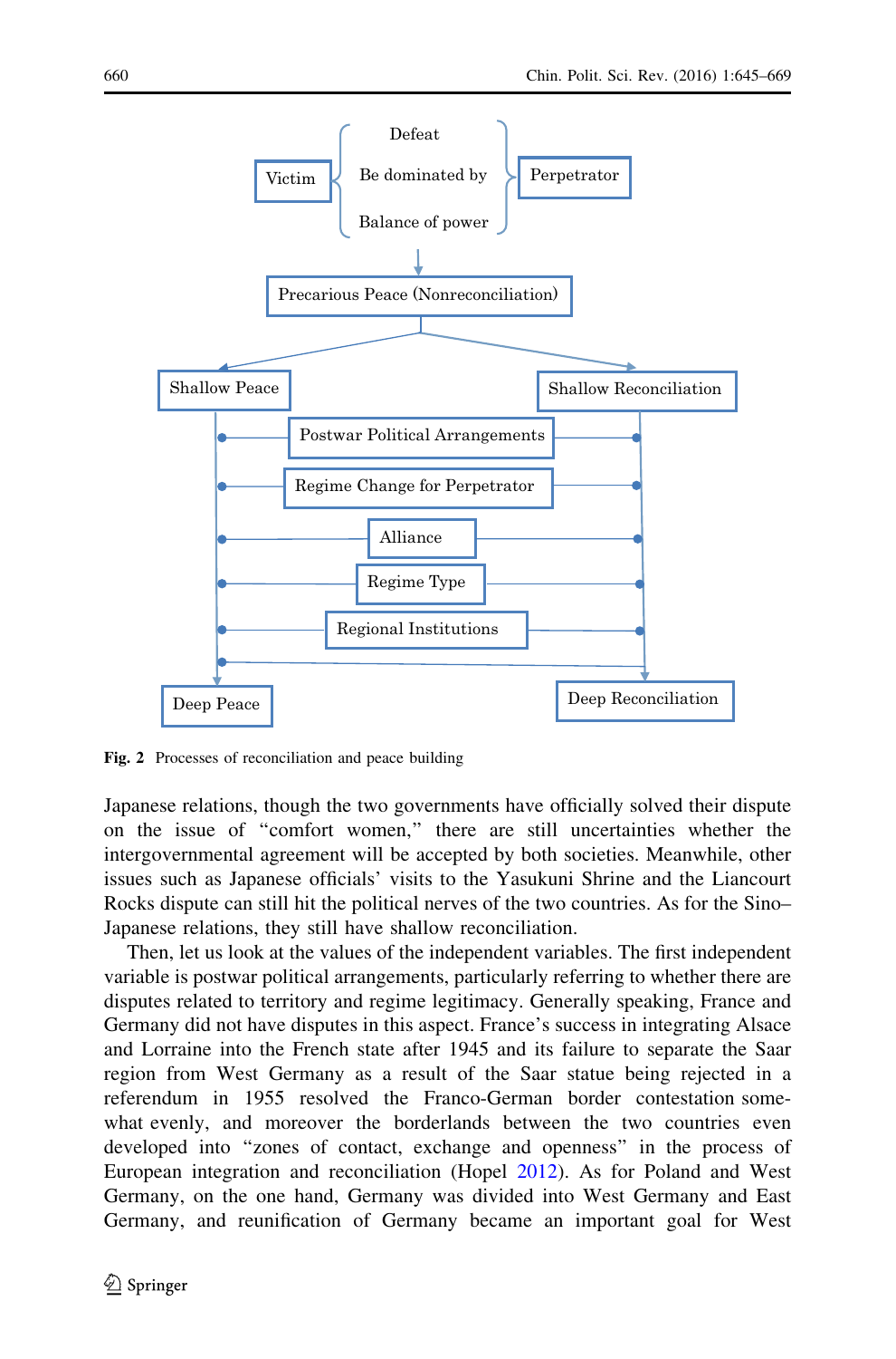Victim — Defeat / Be dominated by / Balance of power — Perpetrator

Precarious Peace (Nonreconciliation)

Shallow Peace | Shallow Reconciliation

Postwar Political Arrangements

Regime Change for Perpetrator

Alliance

Regime Type

Regional Institutions

Deep Peace | Deep Reconciliation

**Fig. 2** Processes of reconciliation and peace building

Japanese relations, though the two governments have officially solved their dispute on the issue of "comfort women," there are still uncertainties whether the intergovernmental agreement will be accepted by both societies. Meanwhile, other issues such as Japanese officials' visits to the Yasukuni Shrine and the Liancourt Rocks dispute can still hit the political nerves of the two countries. As for the Sino–Japanese relations, they still have shallow reconciliation.

Then, let us look at the values of the independent variables. The first independent variable is postwar political arrangements, particularly referring to whether there are disputes related to territory and regime legitimacy. Generally speaking, France and Germany did not have disputes in this aspect. France's success in integrating Alsace and Lorraine into the French state after 1945 and its failure to separate the Saar region from West Germany as a result of the Saar statue being rejected in a referendum in 1955 resolved the Franco-German border contestation somewhat evenly, and moreover the borderlands between the two countries even developed into "zones of contact, exchange and openness" in the process of European integration and reconciliation (Hopel 2012). As for Poland and West Germany, on the one hand, Germany was divided into West Germany and East Germany, and reunification of Germany became an important goal for West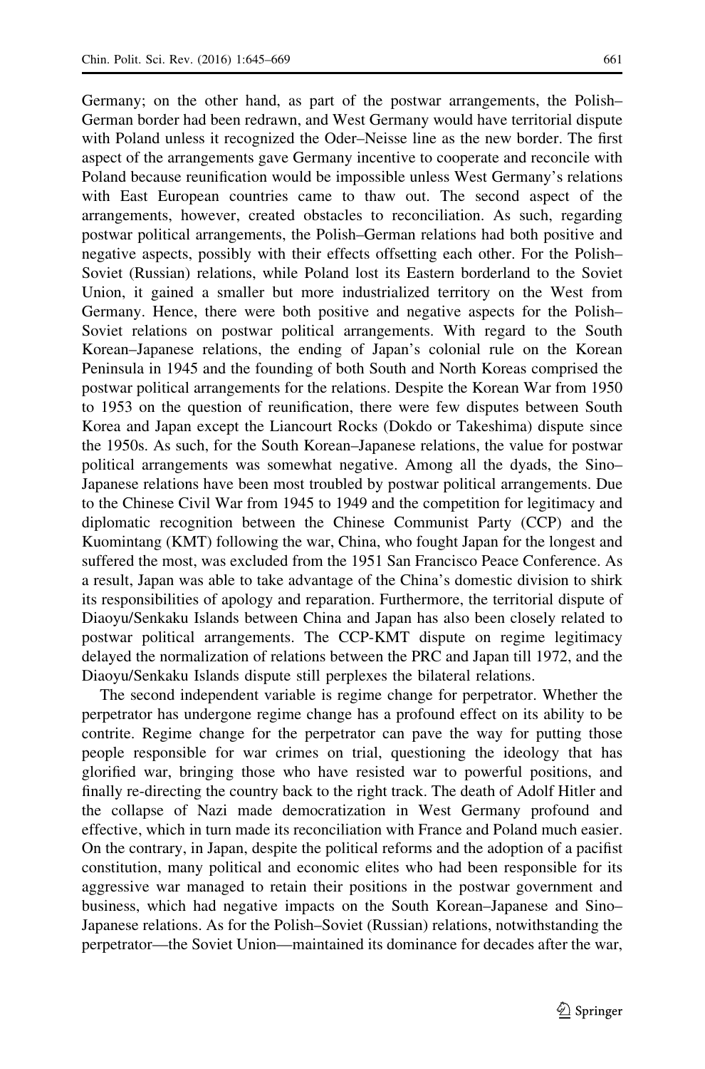Germany; on the other hand, as part of the postwar arrangements, the Polish–German border had been redrawn, and West Germany would have territorial dispute with Poland unless it recognized the Oder–Neisse line as the new border. The first aspect of the arrangements gave Germany incentive to cooperate and reconcile with Poland because reunification would be impossible unless West Germany's relations with East European countries came to thaw out. The second aspect of the arrangements, however, created obstacles to reconciliation. As such, regarding postwar political arrangements, the Polish–German relations had both positive and negative aspects, possibly with their effects offsetting each other. For the Polish–Soviet (Russian) relations, while Poland lost its Eastern borderland to the Soviet Union, it gained a smaller but more industrialized territory on the West from Germany. Hence, there were both positive and negative aspects for the Polish–Soviet relations on postwar political arrangements. With regard to the South Korean–Japanese relations, the ending of Japan's colonial rule on the Korean Peninsula in 1945 and the founding of both South and North Koreas comprised the postwar political arrangements for the relations. Despite the Korean War from 1950 to 1953 on the question of reunification, there were few disputes between South Korea and Japan except the Liancourt Rocks (Dokdo or Takeshima) dispute since the 1950s. As such, for the South Korean–Japanese relations, the value for postwar political arrangements was somewhat negative. Among all the dyads, the Sino–Japanese relations have been most troubled by postwar political arrangements. Due to the Chinese Civil War from 1945 to 1949 and the competition for legitimacy and diplomatic recognition between the Chinese Communist Party (CCP) and the Kuomintang (KMT) following the war, China, who fought Japan for the longest and suffered the most, was excluded from the 1951 San Francisco Peace Conference. As a result, Japan was able to take advantage of the China's domestic division to shirk its responsibilities of apology and reparation. Furthermore, the territorial dispute of Diaoyu/Senkaku Islands between China and Japan has also been closely related to postwar political arrangements. The CCP-KMT dispute on regime legitimacy delayed the normalization of relations between the PRC and Japan till 1972, and the Diaoyu/Senkaku Islands dispute still perplexes the bilateral relations.

The second independent variable is regime change for perpetrator. Whether the perpetrator has undergone regime change has a profound effect on its ability to be contrite. Regime change for the perpetrator can pave the way for putting those people responsible for war crimes on trial, questioning the ideology that has glorified war, bringing those who have resisted war to powerful positions, and finally re-directing the country back to the right track. The death of Adolf Hitler and the collapse of Nazi made democratization in West Germany profound and effective, which in turn made its reconciliation with France and Poland much easier. On the contrary, in Japan, despite the political reforms and the adoption of a pacifist constitution, many political and economic elites who had been responsible for its aggressive war managed to retain their positions in the postwar government and business, which had negative impacts on the South Korean–Japanese and Sino–Japanese relations. As for the Polish–Soviet (Russian) relations, notwithstanding the perpetrator—the Soviet Union—maintained its dominance for decades after the war,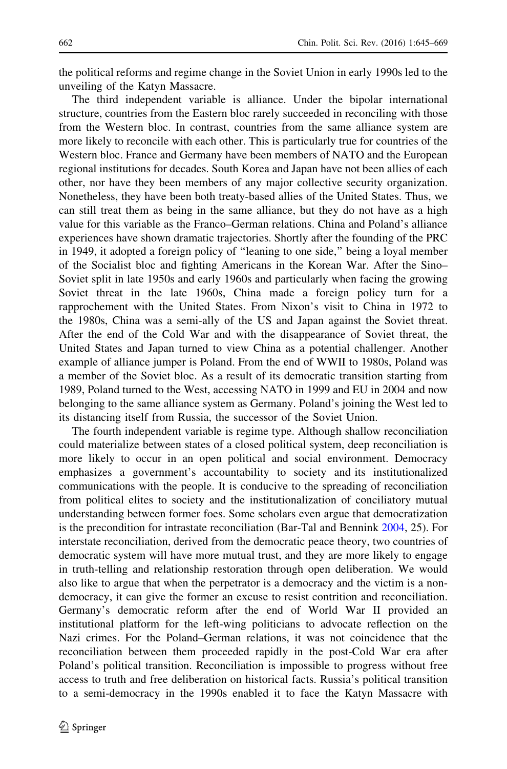the political reforms and regime change in the Soviet Union in early 1990s led to the unveiling of the Katyn Massacre.

The third independent variable is alliance. Under the bipolar international structure, countries from the Eastern bloc rarely succeeded in reconciling with those from the Western bloc. In contrast, countries from the same alliance system are more likely to reconcile with each other. This is particularly true for countries of the Western bloc. France and Germany have been members of NATO and the European regional institutions for decades. South Korea and Japan have not been allies of each other, nor have they been members of any major collective security organization. Nonetheless, they have been both treaty-based allies of the United States. Thus, we can still treat them as being in the same alliance, but they do not have as a high value for this variable as the Franco–German relations. China and Poland's alliance experiences have shown dramatic trajectories. Shortly after the founding of the PRC in 1949, it adopted a foreign policy of "leaning to one side," being a loyal member of the Socialist bloc and fighting Americans in the Korean War. After the Sino–Soviet split in late 1950s and early 1960s and particularly when facing the growing Soviet threat in the late 1960s, China made a foreign policy turn for a rapprochement with the United States. From Nixon's visit to China in 1972 to the 1980s, China was a semi-ally of the US and Japan against the Soviet threat. After the end of the Cold War and with the disappearance of Soviet threat, the United States and Japan turned to view China as a potential challenger. Another example of alliance jumper is Poland. From the end of WWII to 1980s, Poland was a member of the Soviet bloc. As a result of its democratic transition starting from 1989, Poland turned to the West, accessing NATO in 1999 and EU in 2004 and now belonging to the same alliance system as Germany. Poland's joining the West led to its distancing itself from Russia, the successor of the Soviet Union.

The fourth independent variable is regime type. Although shallow reconciliation could materialize between states of a closed political system, deep reconciliation is more likely to occur in an open political and social environment. Democracy emphasizes a government's accountability to society and its institutionalized communications with the people. It is conducive to the spreading of reconciliation from political elites to society and the institutionalization of conciliatory mutual understanding between former foes. Some scholars even argue that democratization is the precondition for intrastate reconciliation (Bar-Tal and Bennink 2004, 25). For interstate reconciliation, derived from the democratic peace theory, two countries of democratic system will have more mutual trust, and they are more likely to engage in truth-telling and relationship restoration through open deliberation. We would also like to argue that when the perpetrator is a democracy and the victim is a non-democracy, it can give the former an excuse to resist contrition and reconciliation. Germany's democratic reform after the end of World War II provided an institutional platform for the left-wing politicians to advocate reflection on the Nazi crimes. For the Poland–German relations, it was not coincidence that the reconciliation between them proceeded rapidly in the post-Cold War era after Poland's political transition. Reconciliation is impossible to progress without free access to truth and free deliberation on historical facts. Russia's political transition to a semi-democracy in the 1990s enabled it to face the Katyn Massacre with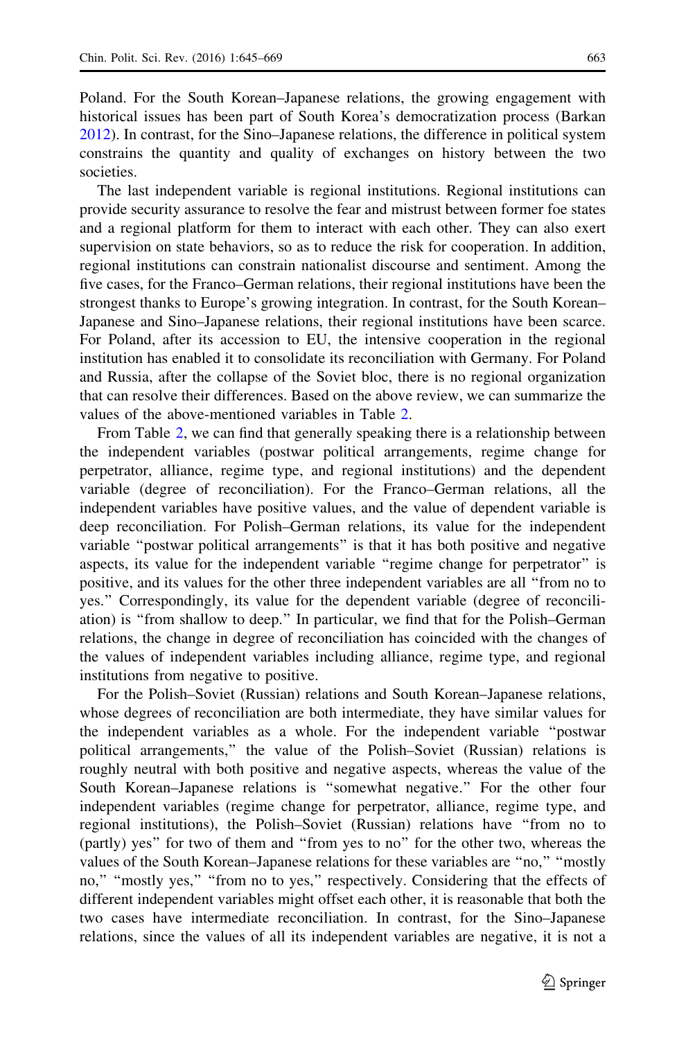Poland. For the South Korean–Japanese relations, the growing engagement with historical issues has been part of South Korea's democratization process (Barkan 2012). In contrast, for the Sino–Japanese relations, the difference in political system constrains the quantity and quality of exchanges on history between the two societies.

The last independent variable is regional institutions. Regional institutions can provide security assurance to resolve the fear and mistrust between former foe states and a regional platform for them to interact with each other. They can also exert supervision on state behaviors, so as to reduce the risk for cooperation. In addition, regional institutions can constrain nationalist discourse and sentiment. Among the five cases, for the Franco–German relations, their regional institutions have been the strongest thanks to Europe's growing integration. In contrast, for the South Korean–Japanese and Sino–Japanese relations, their regional institutions have been scarce. For Poland, after its accession to EU, the intensive cooperation in the regional institution has enabled it to consolidate its reconciliation with Germany. For Poland and Russia, after the collapse of the Soviet bloc, there is no regional organization that can resolve their differences. Based on the above review, we can summarize the values of the above-mentioned variables in Table 2.

From Table 2, we can find that generally speaking there is a relationship between the independent variables (postwar political arrangements, regime change for perpetrator, alliance, regime type, and regional institutions) and the dependent variable (degree of reconciliation). For the Franco–German relations, all the independent variables have positive values, and the value of dependent variable is deep reconciliation. For Polish–German relations, its value for the independent variable "postwar political arrangements" is that it has both positive and negative aspects, its value for the independent variable "regime change for perpetrator" is positive, and its values for the other three independent variables are all "from no to yes." Correspondingly, its value for the dependent variable (degree of reconciliation) is "from shallow to deep." In particular, we find that for the Polish–German relations, the change in degree of reconciliation has coincided with the changes of the values of independent variables including alliance, regime type, and regional institutions from negative to positive.

For the Polish–Soviet (Russian) relations and South Korean–Japanese relations, whose degrees of reconciliation are both intermediate, they have similar values for the independent variables as a whole. For the independent variable "postwar political arrangements," the value of the Polish–Soviet (Russian) relations is roughly neutral with both positive and negative aspects, whereas the value of the South Korean–Japanese relations is "somewhat negative." For the other four independent variables (regime change for perpetrator, alliance, regime type, and regional institutions), the Polish–Soviet (Russian) relations have "from no to (partly) yes" for two of them and "from yes to no" for the other two, whereas the values of the South Korean–Japanese relations for these variables are "no," "mostly no," "mostly yes," "from no to yes," respectively. Considering that the effects of different independent variables might offset each other, it is reasonable that both the two cases have intermediate reconciliation. In contrast, for the Sino–Japanese relations, since the values of all its independent variables are negative, it is not a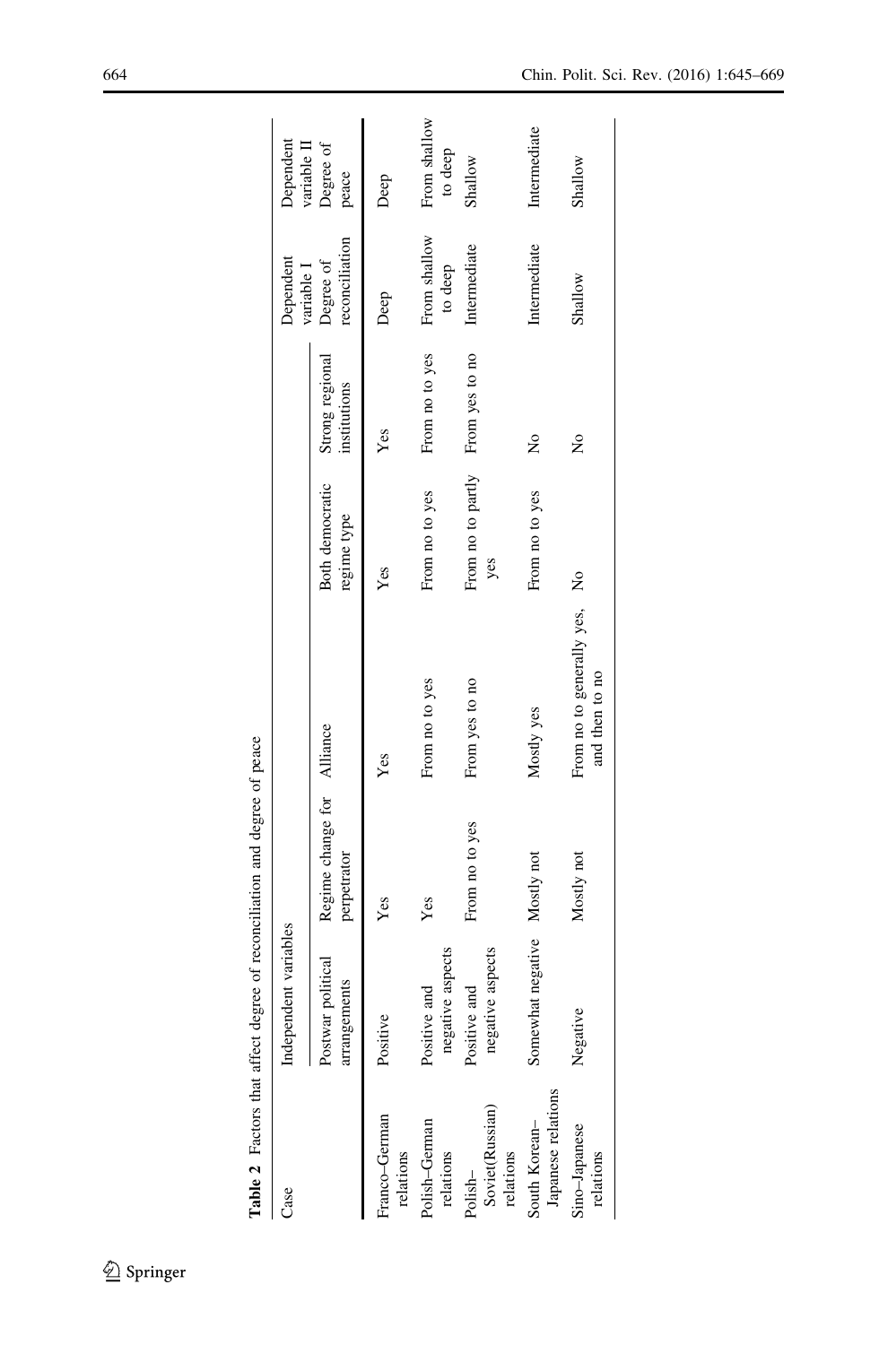**Table 2** Factors that affect degree of reconciliation and degree of peace

| Case | Independent variables | | | | | Dependent variable I | Dependent variable II |
|---|---|---|---|---|---|---|---|
| | Postwar political arrangements | Regime change for perpetrator | Alliance | Both democratic regime type | Strong regional institutions | Degree of reconciliation | Degree of peace |
| Franco–German relations | Positive | Yes | Yes | Yes | Yes | Deep | Deep |
| Polish–German relations | Positive and negative aspects | Yes | From no to yes | From no to yes | From no to yes | From shallow to deep | From shallow to deep |
| Polish–Soviet(Russian) relations | Positive and negative aspects | From no to yes | From yes to no | From no to partly yes | From yes to no | Intermediate | Shallow |
| South Korean–Japanese relations | Somewhat negative | Mostly not | Mostly yes | From no to yes | No | Intermediate | Intermediate |
| Sino–Japanese relations | Negative | Mostly not | From no to generally yes, and then to no | No | No | Shallow | Shallow |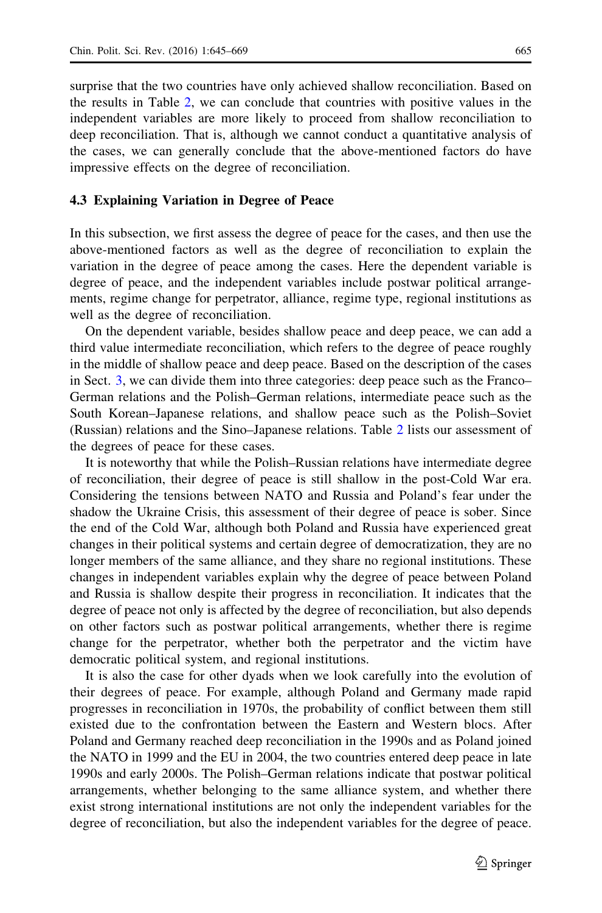surprise that the two countries have only achieved shallow reconciliation. Based on the results in Table 2, we can conclude that countries with positive values in the independent variables are more likely to proceed from shallow reconciliation to deep reconciliation. That is, although we cannot conduct a quantitative analysis of the cases, we can generally conclude that the above-mentioned factors do have impressive effects on the degree of reconciliation.

### 4.3 Explaining Variation in Degree of Peace

In this subsection, we first assess the degree of peace for the cases, and then use the above-mentioned factors as well as the degree of reconciliation to explain the variation in the degree of peace among the cases. Here the dependent variable is degree of peace, and the independent variables include postwar political arrangements, regime change for perpetrator, alliance, regime type, regional institutions as well as the degree of reconciliation.

On the dependent variable, besides shallow peace and deep peace, we can add a third value intermediate reconciliation, which refers to the degree of peace roughly in the middle of shallow peace and deep peace. Based on the description of the cases in Sect. 3, we can divide them into three categories: deep peace such as the Franco–German relations and the Polish–German relations, intermediate peace such as the South Korean–Japanese relations, and shallow peace such as the Polish–Soviet (Russian) relations and the Sino–Japanese relations. Table 2 lists our assessment of the degrees of peace for these cases.

It is noteworthy that while the Polish–Russian relations have intermediate degree of reconciliation, their degree of peace is still shallow in the post-Cold War era. Considering the tensions between NATO and Russia and Poland's fear under the shadow the Ukraine Crisis, this assessment of their degree of peace is sober. Since the end of the Cold War, although both Poland and Russia have experienced great changes in their political systems and certain degree of democratization, they are no longer members of the same alliance, and they share no regional institutions. These changes in independent variables explain why the degree of peace between Poland and Russia is shallow despite their progress in reconciliation. It indicates that the degree of peace not only is affected by the degree of reconciliation, but also depends on other factors such as postwar political arrangements, whether there is regime change for the perpetrator, whether both the perpetrator and the victim have democratic political system, and regional institutions.

It is also the case for other dyads when we look carefully into the evolution of their degrees of peace. For example, although Poland and Germany made rapid progresses in reconciliation in 1970s, the probability of conflict between them still existed due to the confrontation between the Eastern and Western blocs. After Poland and Germany reached deep reconciliation in the 1990s and as Poland joined the NATO in 1999 and the EU in 2004, the two countries entered deep peace in late 1990s and early 2000s. The Polish–German relations indicate that postwar political arrangements, whether belonging to the same alliance system, and whether there exist strong international institutions are not only the independent variables for the degree of reconciliation, but also the independent variables for the degree of peace.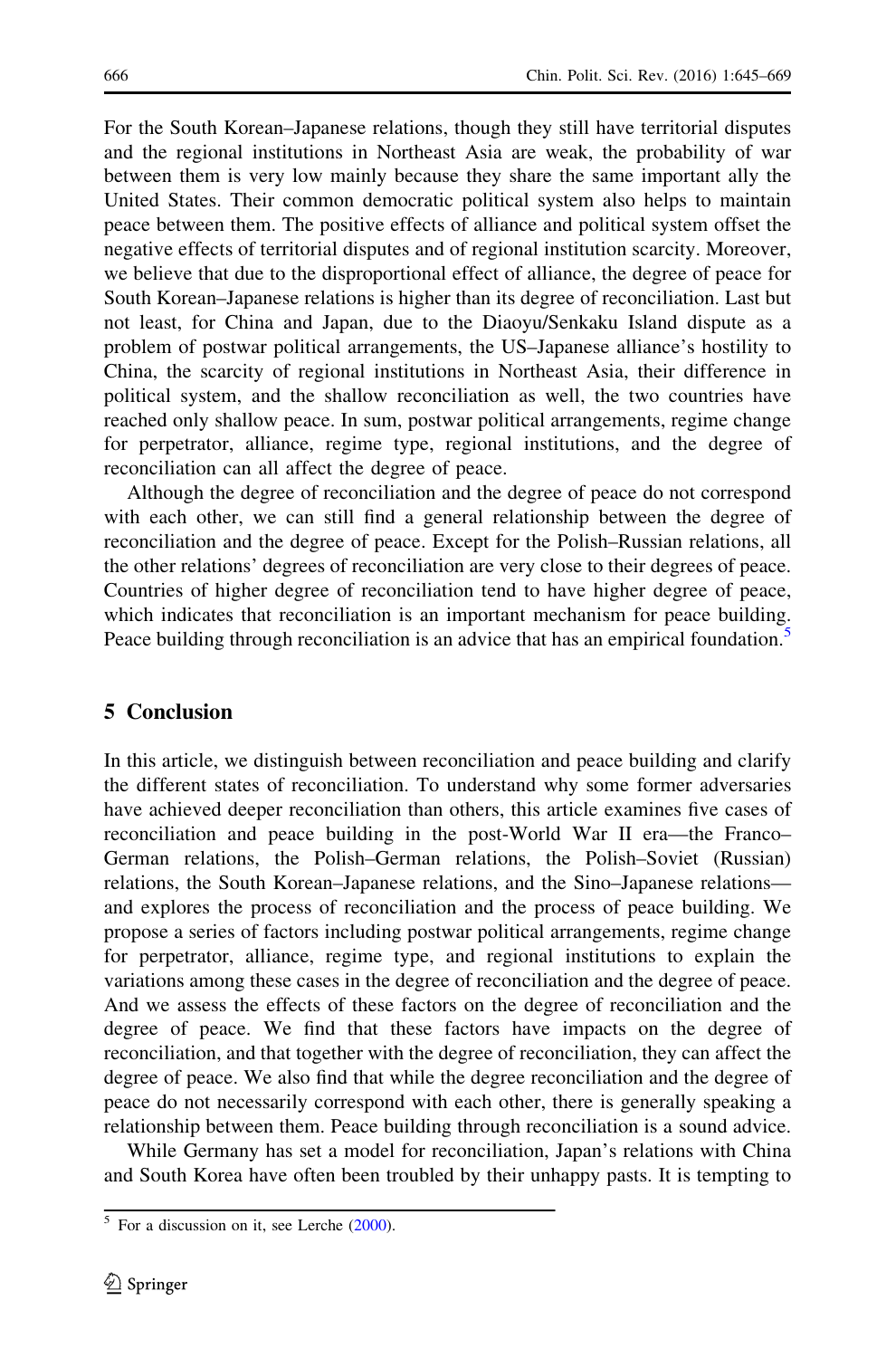For the South Korean–Japanese relations, though they still have territorial disputes and the regional institutions in Northeast Asia are weak, the probability of war between them is very low mainly because they share the same important ally the United States. Their common democratic political system also helps to maintain peace between them. The positive effects of alliance and political system offset the negative effects of territorial disputes and of regional institution scarcity. Moreover, we believe that due to the disproportional effect of alliance, the degree of peace for South Korean–Japanese relations is higher than its degree of reconciliation. Last but not least, for China and Japan, due to the Diaoyu/Senkaku Island dispute as a problem of postwar political arrangements, the US–Japanese alliance's hostility to China, the scarcity of regional institutions in Northeast Asia, their difference in political system, and the shallow reconciliation as well, the two countries have reached only shallow peace. In sum, postwar political arrangements, regime change for perpetrator, alliance, regime type, regional institutions, and the degree of reconciliation can all affect the degree of peace.

Although the degree of reconciliation and the degree of peace do not correspond with each other, we can still find a general relationship between the degree of reconciliation and the degree of peace. Except for the Polish–Russian relations, all the other relations' degrees of reconciliation are very close to their degrees of peace. Countries of higher degree of reconciliation tend to have higher degree of peace, which indicates that reconciliation is an important mechanism for peace building. Peace building through reconciliation is an advice that has an empirical foundation.[5]

## 5 Conclusion

In this article, we distinguish between reconciliation and peace building and clarify the different states of reconciliation. To understand why some former adversaries have achieved deeper reconciliation than others, this article examines five cases of reconciliation and peace building in the post-World War II era—the Franco–German relations, the Polish–German relations, the Polish–Soviet (Russian) relations, the South Korean–Japanese relations, and the Sino–Japanese relations—and explores the process of reconciliation and the process of peace building. We propose a series of factors including postwar political arrangements, regime change for perpetrator, alliance, regime type, and regional institutions to explain the variations among these cases in the degree of reconciliation and the degree of peace. And we assess the effects of these factors on the degree of reconciliation and the degree of peace. We find that these factors have impacts on the degree of reconciliation, and that together with the degree of reconciliation, they can affect the degree of peace. We also find that while the degree reconciliation and the degree of peace do not necessarily correspond with each other, there is generally speaking a relationship between them. Peace building through reconciliation is a sound advice.

While Germany has set a model for reconciliation, Japan's relations with China and South Korea have often been troubled by their unhappy pasts. It is tempting to

[5] For a discussion on it, see Lerche (2000).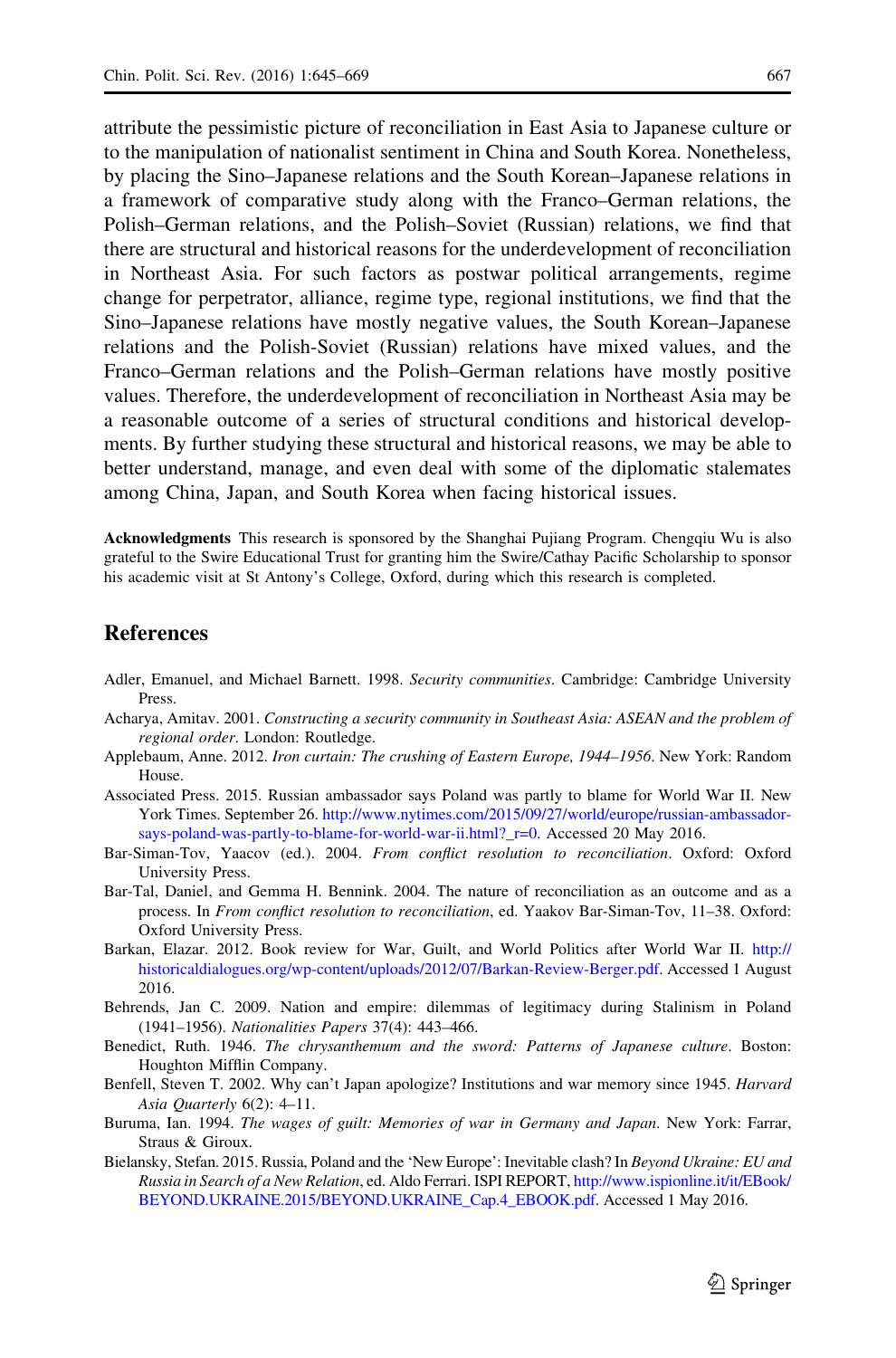attribute the pessimistic picture of reconciliation in East Asia to Japanese culture or to the manipulation of nationalist sentiment in China and South Korea. Nonetheless, by placing the Sino–Japanese relations and the South Korean–Japanese relations in a framework of comparative study along with the Franco–German relations, the Polish–German relations, and the Polish–Soviet (Russian) relations, we find that there are structural and historical reasons for the underdevelopment of reconciliation in Northeast Asia. For such factors as postwar political arrangements, regime change for perpetrator, alliance, regime type, regional institutions, we find that the Sino–Japanese relations have mostly negative values, the South Korean–Japanese relations and the Polish-Soviet (Russian) relations have mixed values, and the Franco–German relations and the Polish–German relations have mostly positive values. Therefore, the underdevelopment of reconciliation in Northeast Asia may be a reasonable outcome of a series of structural conditions and historical developments. By further studying these structural and historical reasons, we may be able to better understand, manage, and even deal with some of the diplomatic stalemates among China, Japan, and South Korea when facing historical issues.

**Acknowledgments** This research is sponsored by the Shanghai Pujiang Program. Chengqiu Wu is also grateful to the Swire Educational Trust for granting him the Swire/Cathay Pacific Scholarship to sponsor his academic visit at St Antony's College, Oxford, during which this research is completed.

## References

Adler, Emanuel, and Michael Barnett. 1998. *Security communities*. Cambridge: Cambridge University Press.

Acharya, Amitav. 2001. *Constructing a security community in Southeast Asia: ASEAN and the problem of regional order*. London: Routledge.

Applebaum, Anne. 2012. *Iron curtain: The crushing of Eastern Europe, 1944–1956*. New York: Random House.

Associated Press. 2015. Russian ambassador says Poland was partly to blame for World War II. New York Times. September 26. http://www.nytimes.com/2015/09/27/world/europe/russian-ambassador-says-poland-was-partly-to-blame-for-world-war-ii.html?_r=0. Accessed 20 May 2016.

Bar-Siman-Tov, Yaacov (ed.). 2004. *From conflict resolution to reconciliation*. Oxford: Oxford University Press.

Bar-Tal, Daniel, and Gemma H. Bennink. 2004. The nature of reconciliation as an outcome and as a process. In *From conflict resolution to reconciliation*, ed. Yaakov Bar-Siman-Tov, 11–38. Oxford: Oxford University Press.

Barkan, Elazar. 2012. Book review for War, Guilt, and World Politics after World War II. http://historicaldialogues.org/wp-content/uploads/2012/07/Barkan-Review-Berger.pdf. Accessed 1 August 2016.

Behrends, Jan C. 2009. Nation and empire: dilemmas of legitimacy during Stalinism in Poland (1941–1956). *Nationalities Papers* 37(4): 443–466.

Benedict, Ruth. 1946. *The chrysanthemum and the sword: Patterns of Japanese culture*. Boston: Houghton Mifflin Company.

Benfell, Steven T. 2002. Why can't Japan apologize? Institutions and war memory since 1945. *Harvard Asia Quarterly* 6(2): 4–11.

Buruma, Ian. 1994. *The wages of guilt: Memories of war in Germany and Japan*. New York: Farrar, Straus & Giroux.

Bielansky, Stefan. 2015. Russia, Poland and the 'New Europe': Inevitable clash? In *Beyond Ukraine: EU and Russia in Search of a New Relation*, ed. Aldo Ferrari. ISPI REPORT, http://www.ispionline.it/it/EBook/BEYOND.UKRAINE.2015/BEYOND.UKRAINE_Cap.4_EBOOK.pdf. Accessed 1 May 2016.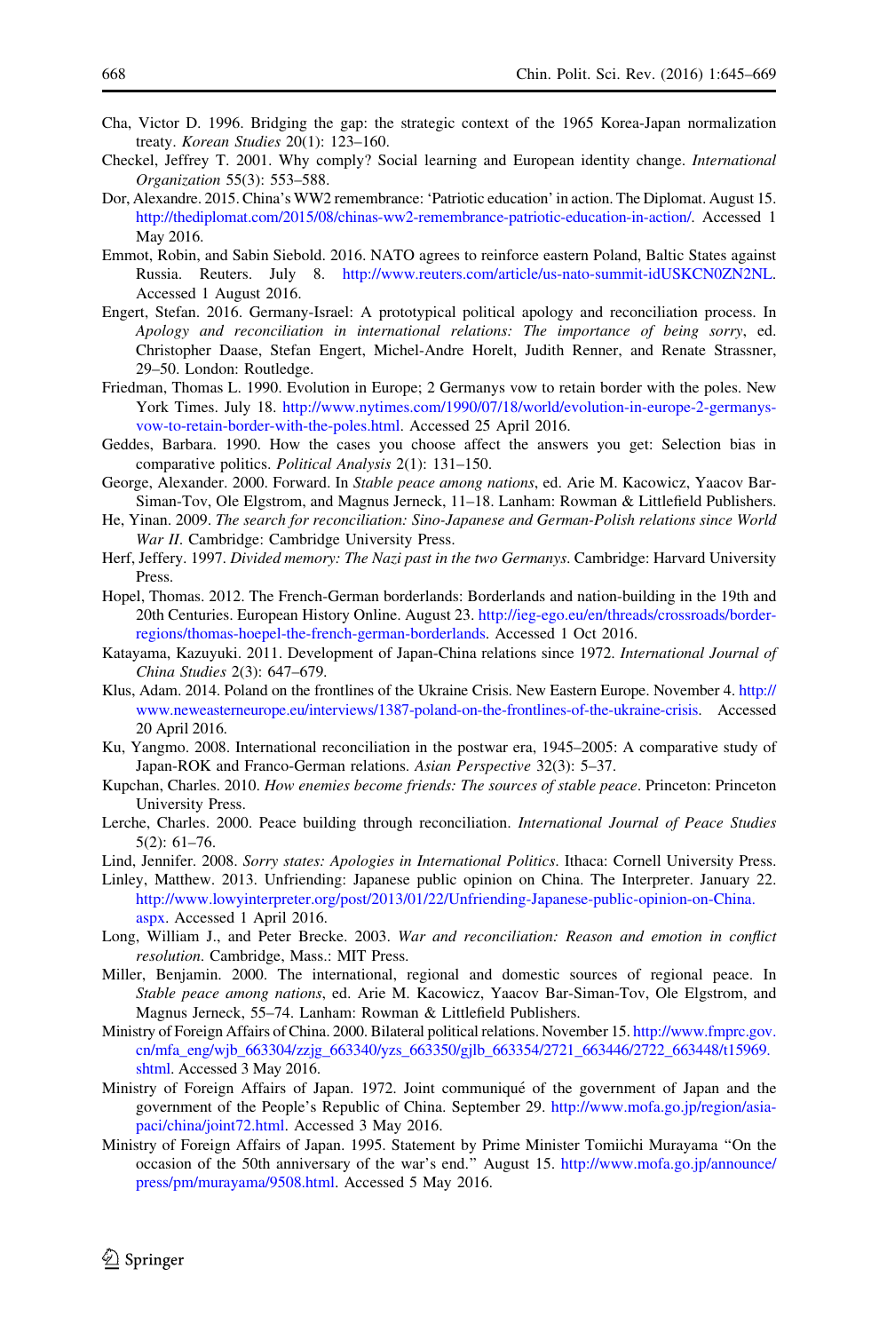Cha, Victor D. 1996. Bridging the gap: the strategic context of the 1965 Korea-Japan normalization treaty. *Korean Studies* 20(1): 123–160.

Checkel, Jeffrey T. 2001. Why comply? Social learning and European identity change. *International Organization* 55(3): 553–588.

Dor, Alexandre. 2015. China's WW2 remembrance: 'Patriotic education' in action. The Diplomat. August 15. http://thediplomat.com/2015/08/chinas-ww2-remembrance-patriotic-education-in-action/. Accessed 1 May 2016.

Emmot, Robin, and Sabin Siebold. 2016. NATO agrees to reinforce eastern Poland, Baltic States against Russia. Reuters. July 8. http://www.reuters.com/article/us-nato-summit-idUSKCN0ZN2NL. Accessed 1 August 2016.

Engert, Stefan. 2016. Germany-Israel: A prototypical political apology and reconciliation process. In *Apology and reconciliation in international relations: The importance of being sorry*, ed. Christopher Daase, Stefan Engert, Michel-Andre Horelt, Judith Renner, and Renate Strassner, 29–50. London: Routledge.

Friedman, Thomas L. 1990. Evolution in Europe; 2 Germanys vow to retain border with the poles. New York Times. July 18. http://www.nytimes.com/1990/07/18/world/evolution-in-europe-2-germanys-vow-to-retain-border-with-the-poles.html. Accessed 25 April 2016.

Geddes, Barbara. 1990. How the cases you choose affect the answers you get: Selection bias in comparative politics. *Political Analysis* 2(1): 131–150.

George, Alexander. 2000. Forward. In *Stable peace among nations*, ed. Arie M. Kacowicz, Yaacov Bar-Siman-Tov, Ole Elgstrom, and Magnus Jerneck, 11–18. Lanham: Rowman & Littlefield Publishers.

He, Yinan. 2009. *The search for reconciliation: Sino-Japanese and German-Polish relations since World War II*. Cambridge: Cambridge University Press.

Herf, Jeffery. 1997. *Divided memory: The Nazi past in the two Germanys*. Cambridge: Harvard University Press.

Hopel, Thomas. 2012. The French-German borderlands: Borderlands and nation-building in the 19th and 20th Centuries. European History Online. August 23. http://ieg-ego.eu/en/threads/crossroads/border-regions/thomas-hoepel-the-french-german-borderlands. Accessed 1 Oct 2016.

Katayama, Kazuyuki. 2011. Development of Japan-China relations since 1972. *International Journal of China Studies* 2(3): 647–679.

Klus, Adam. 2014. Poland on the frontlines of the Ukraine Crisis. New Eastern Europe. November 4. http://www.neweasterneurope.eu/interviews/1387-poland-on-the-frontlines-of-the-ukraine-crisis. Accessed 20 April 2016.

Ku, Yangmo. 2008. International reconciliation in the postwar era, 1945–2005: A comparative study of Japan-ROK and Franco-German relations. *Asian Perspective* 32(3): 5–37.

Kupchan, Charles. 2010. *How enemies become friends: The sources of stable peace*. Princeton: Princeton University Press.

Lerche, Charles. 2000. Peace building through reconciliation. *International Journal of Peace Studies* 5(2): 61–76.

Lind, Jennifer. 2008. *Sorry states: Apologies in International Politics*. Ithaca: Cornell University Press.

Linley, Matthew. 2013. Unfriending: Japanese public opinion on China. The Interpreter. January 22. http://www.lowyinterpreter.org/post/2013/01/22/Unfriending-Japanese-public-opinion-on-China.aspx. Accessed 1 April 2016.

Long, William J., and Peter Brecke. 2003. *War and reconciliation: Reason and emotion in conflict resolution*. Cambridge, Mass.: MIT Press.

Miller, Benjamin. 2000. The international, regional and domestic sources of regional peace. In *Stable peace among nations*, ed. Arie M. Kacowicz, Yaacov Bar-Siman-Tov, Ole Elgstrom, and Magnus Jerneck, 55–74. Lanham: Rowman & Littlefield Publishers.

Ministry of Foreign Affairs of China. 2000. Bilateral political relations. November 15. http://www.fmprc.gov.cn/mfa_eng/wjb_663304/zzjg_663340/yzs_663350/gjlb_663354/2721_663446/2722_663448/t15969.shtml. Accessed 3 May 2016.

Ministry of Foreign Affairs of Japan. 1972. Joint communiqué of the government of Japan and the government of the People's Republic of China. September 29. http://www.mofa.go.jp/region/asia-paci/china/joint72.html. Accessed 3 May 2016.

Ministry of Foreign Affairs of Japan. 1995. Statement by Prime Minister Tomiichi Murayama "On the occasion of the 50th anniversary of the war's end." August 15. http://www.mofa.go.jp/announce/press/pm/murayama/9508.html. Accessed 5 May 2016.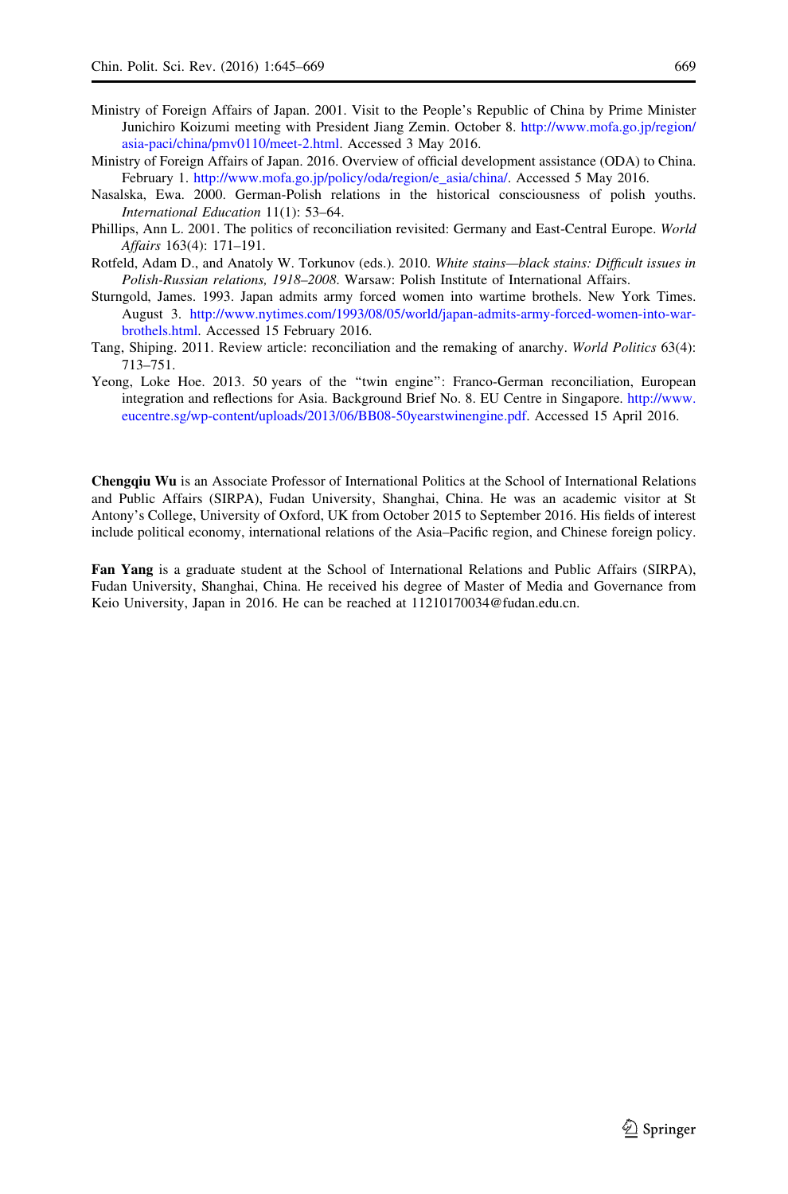Ministry of Foreign Affairs of Japan. 2001. Visit to the People's Republic of China by Prime Minister Junichiro Koizumi meeting with President Jiang Zemin. October 8. http://www.mofa.go.jp/region/asia-paci/china/pmv0110/meet-2.html. Accessed 3 May 2016.

Ministry of Foreign Affairs of Japan. 2016. Overview of official development assistance (ODA) to China. February 1. http://www.mofa.go.jp/policy/oda/region/e_asia/china/. Accessed 5 May 2016.

Nasalska, Ewa. 2000. German-Polish relations in the historical consciousness of polish youths. *International Education* 11(1): 53–64.

Phillips, Ann L. 2001. The politics of reconciliation revisited: Germany and East-Central Europe. *World Affairs* 163(4): 171–191.

Rotfeld, Adam D., and Anatoly W. Torkunov (eds.). 2010. *White stains—black stains: Difficult issues in Polish-Russian relations, 1918–2008*. Warsaw: Polish Institute of International Affairs.

Sturngold, James. 1993. Japan admits army forced women into wartime brothels. New York Times. August 3. http://www.nytimes.com/1993/08/05/world/japan-admits-army-forced-women-into-war-brothels.html. Accessed 15 February 2016.

Tang, Shiping. 2011. Review article: reconciliation and the remaking of anarchy. *World Politics* 63(4): 713–751.

Yeong, Loke Hoe. 2013. 50 years of the "twin engine": Franco-German reconciliation, European integration and reflections for Asia. Background Brief No. 8. EU Centre in Singapore. http://www.eucentre.sg/wp-content/uploads/2013/06/BB08-50yearstwinengine.pdf. Accessed 15 April 2016.

**Chengqiu Wu** is an Associate Professor of International Politics at the School of International Relations and Public Affairs (SIRPA), Fudan University, Shanghai, China. He was an academic visitor at St Antony's College, University of Oxford, UK from October 2015 to September 2016. His fields of interest include political economy, international relations of the Asia–Pacific region, and Chinese foreign policy.

**Fan Yang** is a graduate student at the School of International Relations and Public Affairs (SIRPA), Fudan University, Shanghai, China. He received his degree of Master of Media and Governance from Keio University, Japan in 2016. He can be reached at 11210170034@fudan.edu.cn.